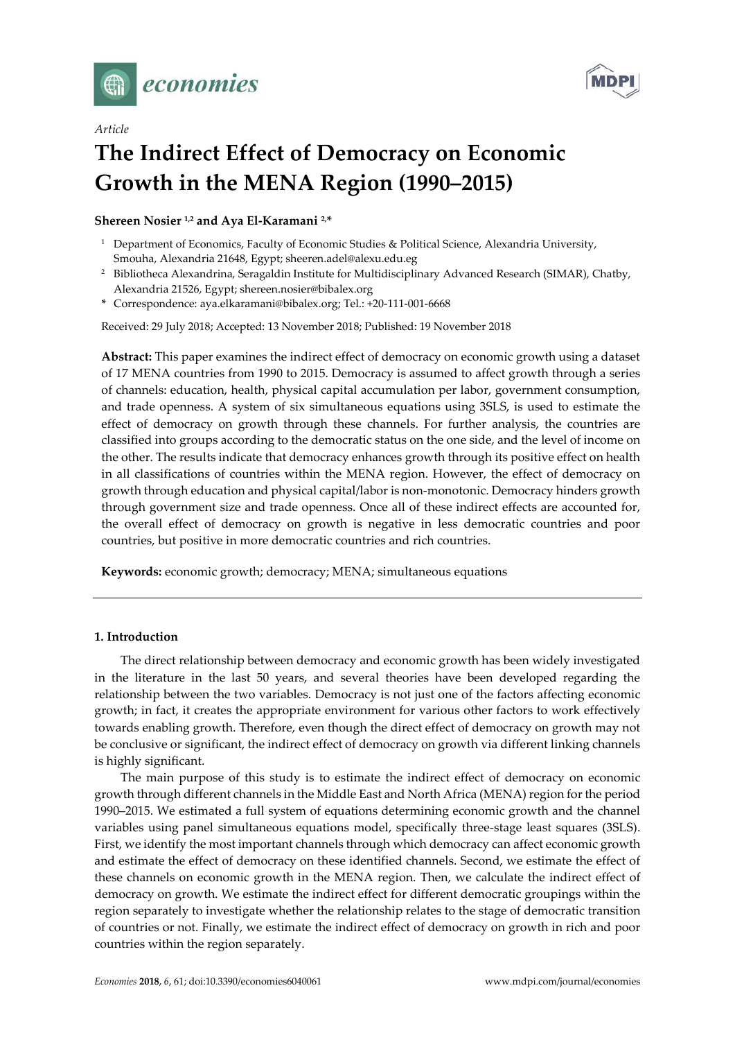*economies*

*Article*

# The Indirect Effect of Democracy on Economic Growth in the MENA Region (1990–2015)

**Shereen Nosier [1,2] and Aya El-Karamani [2,*]**

[1] Department of Economics, Faculty of Economic Studies & Political Science, Alexandria University, Smouha, Alexandria 21648, Egypt; sheeren.adel@alexu.edu.eg

[2] Bibliotheca Alexandrina, Seragaldin Institute for Multidisciplinary Advanced Research (SIMAR), Chatby, Alexandria 21526, Egypt; shereen.nosier@bibalex.org

\* Correspondence: aya.elkaramani@bibalex.org; Tel.: +20-111-001-6668

Received: 29 July 2018; Accepted: 13 November 2018; Published: 19 November 2018

**Abstract:** This paper examines the indirect effect of democracy on economic growth using a dataset of 17 MENA countries from 1990 to 2015. Democracy is assumed to affect growth through a series of channels: education, health, physical capital accumulation per labor, government consumption, and trade openness. A system of six simultaneous equations using 3SLS, is used to estimate the effect of democracy on growth through these channels. For further analysis, the countries are classified into groups according to the democratic status on the one side, and the level of income on the other. The results indicate that democracy enhances growth through its positive effect on health in all classifications of countries within the MENA region. However, the effect of democracy on growth through education and physical capital/labor is non-monotonic. Democracy hinders growth through government size and trade openness. Once all of these indirect effects are accounted for, the overall effect of democracy on growth is negative in less democratic countries and poor countries, but positive in more democratic countries and rich countries.

**Keywords:** economic growth; democracy; MENA; simultaneous equations

## 1. Introduction

The direct relationship between democracy and economic growth has been widely investigated in the literature in the last 50 years, and several theories have been developed regarding the relationship between the two variables. Democracy is not just one of the factors affecting economic growth; in fact, it creates the appropriate environment for various other factors to work effectively towards enabling growth. Therefore, even though the direct effect of democracy on growth may not be conclusive or significant, the indirect effect of democracy on growth via different linking channels is highly significant.

The main purpose of this study is to estimate the indirect effect of democracy on economic growth through different channels in the Middle East and North Africa (MENA) region for the period 1990–2015. We estimated a full system of equations determining economic growth and the channel variables using panel simultaneous equations model, specifically three-stage least squares (3SLS). First, we identify the most important channels through which democracy can affect economic growth and estimate the effect of democracy on these identified channels. Second, we estimate the effect of these channels on economic growth in the MENA region. Then, we calculate the indirect effect of democracy on growth. We estimate the indirect effect for different democratic groupings within the region separately to investigate whether the relationship relates to the stage of democratic transition of countries or not. Finally, we estimate the indirect effect of democracy on growth in rich and poor countries within the region separately.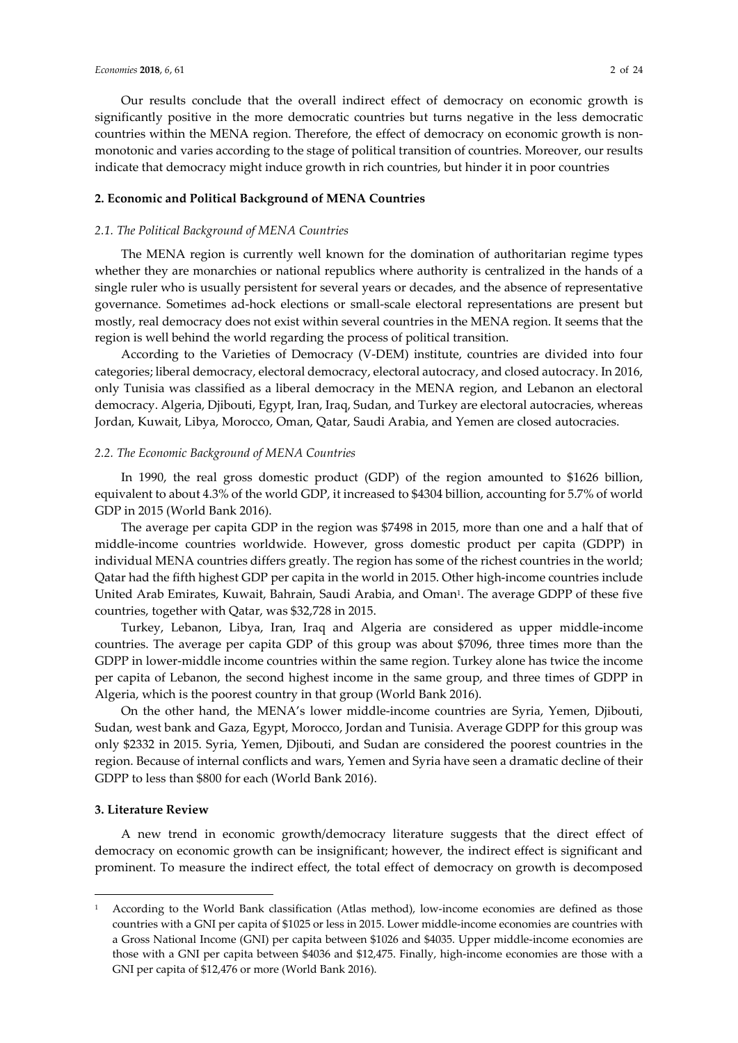Our results conclude that the overall indirect effect of democracy on economic growth is significantly positive in the more democratic countries but turns negative in the less democratic countries within the MENA region. Therefore, the effect of democracy on economic growth is non-monotonic and varies according to the stage of political transition of countries. Moreover, our results indicate that democracy might induce growth in rich countries, but hinder it in poor countries

## 2. Economic and Political Background of MENA Countries

### *2.1. The Political Background of MENA Countries*

The MENA region is currently well known for the domination of authoritarian regime types whether they are monarchies or national republics where authority is centralized in the hands of a single ruler who is usually persistent for several years or decades, and the absence of representative governance. Sometimes ad-hock elections or small-scale electoral representations are present but mostly, real democracy does not exist within several countries in the MENA region. It seems that the region is well behind the world regarding the process of political transition.

According to the Varieties of Democracy (V-DEM) institute, countries are divided into four categories; liberal democracy, electoral democracy, electoral autocracy, and closed autocracy. In 2016, only Tunisia was classified as a liberal democracy in the MENA region, and Lebanon an electoral democracy. Algeria, Djibouti, Egypt, Iran, Iraq, Sudan, and Turkey are electoral autocracies, whereas Jordan, Kuwait, Libya, Morocco, Oman, Qatar, Saudi Arabia, and Yemen are closed autocracies.

### *2.2. The Economic Background of MENA Countries*

In 1990, the real gross domestic product (GDP) of the region amounted to $1626 billion, equivalent to about 4.3% of the world GDP, it increased to $4304 billion, accounting for 5.7% of world GDP in 2015 (World Bank 2016).

The average per capita GDP in the region was $7498 in 2015, more than one and a half that of middle-income countries worldwide. However, gross domestic product per capita (GDPP) in individual MENA countries differs greatly. The region has some of the richest countries in the world; Qatar had the fifth highest GDP per capita in the world in 2015. Other high-income countries include United Arab Emirates, Kuwait, Bahrain, Saudi Arabia, and Oman[1]. The average GDPP of these five countries, together with Qatar, was $32,728 in 2015.

Turkey, Lebanon, Libya, Iran, Iraq and Algeria are considered as upper middle-income countries. The average per capita GDP of this group was about $7096, three times more than the GDPP in lower-middle income countries within the same region. Turkey alone has twice the income per capita of Lebanon, the second highest income in the same group, and three times of GDPP in Algeria, which is the poorest country in that group (World Bank 2016).

On the other hand, the MENA's lower middle-income countries are Syria, Yemen, Djibouti, Sudan, west bank and Gaza, Egypt, Morocco, Jordan and Tunisia. Average GDPP for this group was only $2332 in 2015. Syria, Yemen, Djibouti, and Sudan are considered the poorest countries in the region. Because of internal conflicts and wars, Yemen and Syria have seen a dramatic decline of their GDPP to less than $800 for each (World Bank 2016).

## 3. Literature Review

A new trend in economic growth/democracy literature suggests that the direct effect of democracy on economic growth can be insignificant; however, the indirect effect is significant and prominent. To measure the indirect effect, the total effect of democracy on growth is decomposed

---

[1] According to the World Bank classification (Atlas method), low-income economies are defined as those countries with a GNI per capita of $1025 or less in 2015. Lower middle-income economies are countries with a Gross National Income (GNI) per capita between $1026 and $4035. Upper middle-income economies are those with a GNI per capita between $4036 and $12,475. Finally, high-income economies are those with a GNI per capita of $12,476 or more (World Bank 2016).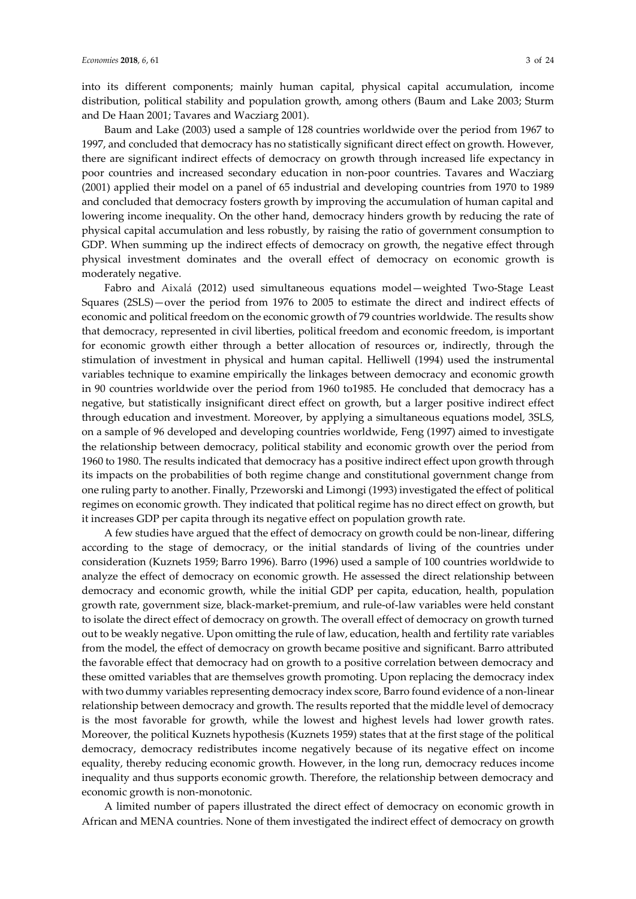into its different components; mainly human capital, physical capital accumulation, income distribution, political stability and population growth, among others (Baum and Lake 2003; Sturm and De Haan 2001; Tavares and Wacziarg 2001).

Baum and Lake (2003) used a sample of 128 countries worldwide over the period from 1967 to 1997, and concluded that democracy has no statistically significant direct effect on growth. However, there are significant indirect effects of democracy on growth through increased life expectancy in poor countries and increased secondary education in non-poor countries. Tavares and Wacziarg (2001) applied their model on a panel of 65 industrial and developing countries from 1970 to 1989 and concluded that democracy fosters growth by improving the accumulation of human capital and lowering income inequality. On the other hand, democracy hinders growth by reducing the rate of physical capital accumulation and less robustly, by raising the ratio of government consumption to GDP. When summing up the indirect effects of democracy on growth, the negative effect through physical investment dominates and the overall effect of democracy on economic growth is moderately negative.

Fabro and Aixalá (2012) used simultaneous equations model—weighted Two-Stage Least Squares (2SLS)—over the period from 1976 to 2005 to estimate the direct and indirect effects of economic and political freedom on the economic growth of 79 countries worldwide. The results show that democracy, represented in civil liberties, political freedom and economic freedom, is important for economic growth either through a better allocation of resources or, indirectly, through the stimulation of investment in physical and human capital. Helliwell (1994) used the instrumental variables technique to examine empirically the linkages between democracy and economic growth in 90 countries worldwide over the period from 1960 to1985. He concluded that democracy has a negative, but statistically insignificant direct effect on growth, but a larger positive indirect effect through education and investment. Moreover, by applying a simultaneous equations model, 3SLS, on a sample of 96 developed and developing countries worldwide, Feng (1997) aimed to investigate the relationship between democracy, political stability and economic growth over the period from 1960 to 1980. The results indicated that democracy has a positive indirect effect upon growth through its impacts on the probabilities of both regime change and constitutional government change from one ruling party to another. Finally, Przeworski and Limongi (1993) investigated the effect of political regimes on economic growth. They indicated that political regime has no direct effect on growth, but it increases GDP per capita through its negative effect on population growth rate.

A few studies have argued that the effect of democracy on growth could be non-linear, differing according to the stage of democracy, or the initial standards of living of the countries under consideration (Kuznets 1959; Barro 1996). Barro (1996) used a sample of 100 countries worldwide to analyze the effect of democracy on economic growth. He assessed the direct relationship between democracy and economic growth, while the initial GDP per capita, education, health, population growth rate, government size, black-market-premium, and rule-of-law variables were held constant to isolate the direct effect of democracy on growth. The overall effect of democracy on growth turned out to be weakly negative. Upon omitting the rule of law, education, health and fertility rate variables from the model, the effect of democracy on growth became positive and significant. Barro attributed the favorable effect that democracy had on growth to a positive correlation between democracy and these omitted variables that are themselves growth promoting. Upon replacing the democracy index with two dummy variables representing democracy index score, Barro found evidence of a non-linear relationship between democracy and growth. The results reported that the middle level of democracy is the most favorable for growth, while the lowest and highest levels had lower growth rates. Moreover, the political Kuznets hypothesis (Kuznets 1959) states that at the first stage of the political democracy, democracy redistributes income negatively because of its negative effect on income equality, thereby reducing economic growth. However, in the long run, democracy reduces income inequality and thus supports economic growth. Therefore, the relationship between democracy and economic growth is non-monotonic.

A limited number of papers illustrated the direct effect of democracy on economic growth in African and MENA countries. None of them investigated the indirect effect of democracy on growth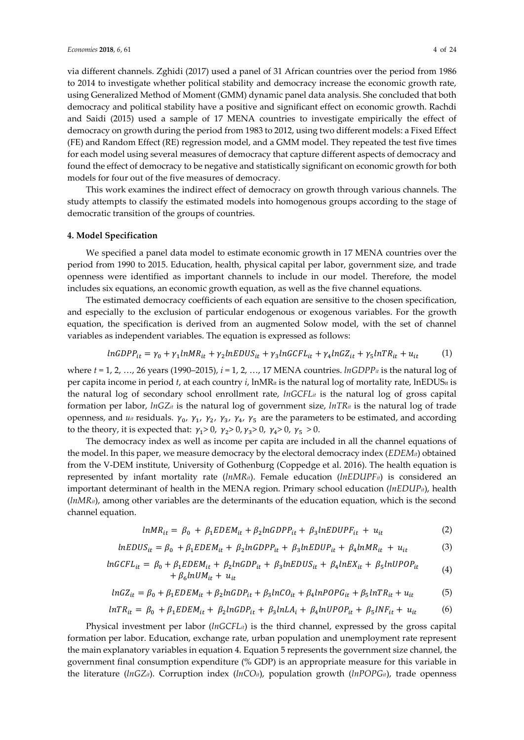via different channels. Zghidi (2017) used a panel of 31 African countries over the period from 1986 to 2014 to investigate whether political stability and democracy increase the economic growth rate, using Generalized Method of Moment (GMM) dynamic panel data analysis. She concluded that both democracy and political stability have a positive and significant effect on economic growth. Rachdi and Saidi (2015) used a sample of 17 MENA countries to investigate empirically the effect of democracy on growth during the period from 1983 to 2012, using two different models: a Fixed Effect (FE) and Random Effect (RE) regression model, and a GMM model. They repeated the test five times for each model using several measures of democracy that capture different aspects of democracy and found the effect of democracy to be negative and statistically significant on economic growth for both models for four out of the five measures of democracy.

This work examines the indirect effect of democracy on growth through various channels. The study attempts to classify the estimated models into homogenous groups according to the stage of democratic transition of the groups of countries.

## 4. Model Specification

We specified a panel data model to estimate economic growth in 17 MENA countries over the period from 1990 to 2015. Education, health, physical capital per labor, government size, and trade openness were identified as important channels to include in our model. Therefore, the model includes six equations, an economic growth equation, as well as the five channel equations.

The estimated democracy coefficients of each equation are sensitive to the chosen specification, and especially to the exclusion of particular endogenous or exogenous variables. For the growth equation, the specification is derived from an augmented Solow model, with the set of channel variables as independent variables. The equation is expressed as follows:

$$lnGDPP_{it} = \gamma_0 + \gamma_1 lnMR_{it} + \gamma_2 lnEDUS_{it} + \gamma_3 lnGCFL_{it} + \gamma_4 lnGZ_{it} + \gamma_5 lnTR_{it} + u_{it} \tag{1}$$

where $t = 1, 2, \ldots, 26$ years (1990–2015), $i = 1, 2, \ldots, 17$ MENA countries. $lnGDPP_{it}$ is the natural log of per capita income in period $t$, at each country $i$, $\ln MR_{it}$ is the natural log of mortality rate, $\ln EDUS_{it}$ is the natural log of secondary school enrollment rate, $lnGCFL_{it}$ is the natural log of gross capital formation per labor, $lnGZ_{it}$ is the natural log of government size, $lnTR_{it}$ is the natural log of trade openness, and $u_{it}$ residuals. $\gamma_0$, $\gamma_1$, $\gamma_2$, $\gamma_3$, $\gamma_4$, $\gamma_5$ are the parameters to be estimated, and according to the theory, it is expected that: $\gamma_1 > 0$, $\gamma_2 > 0$, $\gamma_3 > 0$, $\gamma_4 > 0$, $\gamma_5 > 0$.

The democracy index as well as income per capita are included in all the channel equations of the model. In this paper, we measure democracy by the electoral democracy index ($EDEM_{it}$) obtained from the V-DEM institute, University of Gothenburg (Coppedge et al. 2016). The health equation is represented by infant mortality rate ($lnMR_{it}$). Female education ($lnEDUPF_{it}$) is considered an important determinant of health in the MENA region. Primary school education ($lnEDUP_{it}$), health ($lnMR_{it}$), among other variables are the determinants of the education equation, which is the second channel equation.

$$lnMR_{it} = \beta_0 + \beta_1 EDEM_{it} + \beta_2 lnGDPP_{it} + \beta_3 lnEDUPF_{it} + u_{it} \tag{2}$$

$$lnEDUS_{it} = \beta_0 + \beta_1 EDEM_{it} + \beta_2 lnGDPP_{it} + \beta_3 lnEDUP_{it} + \beta_4 lnMR_{it} + u_{it} \tag{3}$$

$$lnGCFL_{it} = \beta_0 + \beta_1 EDEM_{it} + \beta_2 lnGDP_{it} + \beta_3 lnEDUS_{it} + \beta_4 lnEX_{it} + \beta_5 lnUPOP_{it} + \beta_6 lnUM_{it} + u_{it} \tag{4}$$

$$lnGZ_{it} = \beta_0 + \beta_1 EDEM_{it} + \beta_2 lnGDP_{it} + \beta_3 lnCO_{it} + \beta_4 lnPOPG_{it} + \beta_5 lnTR_{it} + u_{it} \tag{5}$$

$$lnTR_{it} = \beta_0 + \beta_1 EDEM_{it} + \beta_2 lnGDP_{it} + \beta_3 lnLA_i + \beta_4 lnUPOP_{it} + \beta_5 INF_{it} + u_{it} \tag{6}$$

Physical investment per labor ($lnGCFL_{it}$) is the third channel, expressed by the gross capital formation per labor. Education, exchange rate, urban population and unemployment rate represent the main explanatory variables in equation 4. Equation 5 represents the government size channel, the government final consumption expenditure (% GDP) is an appropriate measure for this variable in the literature ($lnGZ_{it}$). Corruption index ($lnCO_{it}$), population growth ($lnPOPG_{it}$), trade openness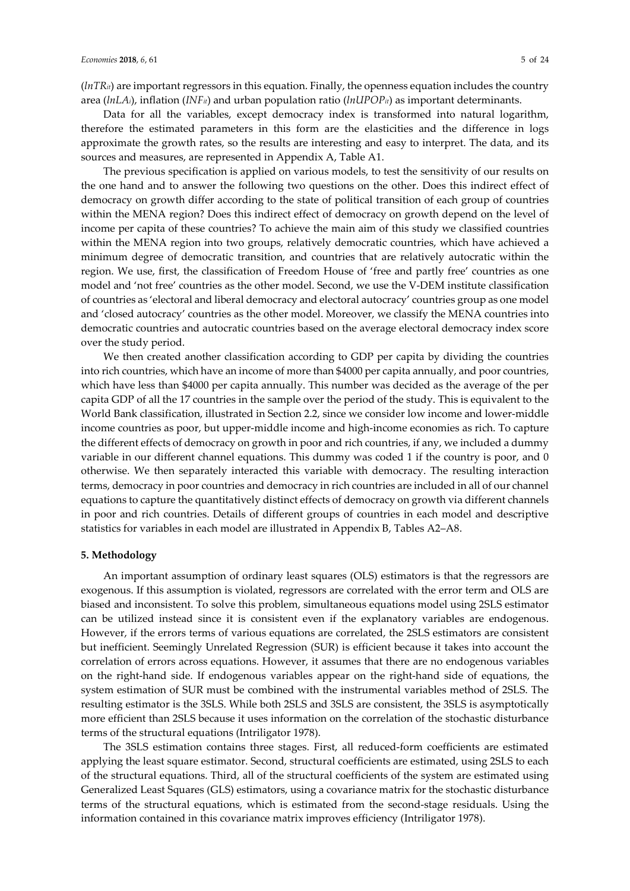($lnTR_{it}$) are important regressors in this equation. Finally, the openness equation includes the country area ($lnLA_i$), inflation ($INF_{it}$) and urban population ratio ($lnUPOP_{it}$) as important determinants.

Data for all the variables, except democracy index is transformed into natural logarithm, therefore the estimated parameters in this form are the elasticities and the difference in logs approximate the growth rates, so the results are interesting and easy to interpret. The data, and its sources and measures, are represented in Appendix A, Table A1.

The previous specification is applied on various models, to test the sensitivity of our results on the one hand and to answer the following two questions on the other. Does this indirect effect of democracy on growth differ according to the state of political transition of each group of countries within the MENA region? Does this indirect effect of democracy on growth depend on the level of income per capita of these countries? To achieve the main aim of this study we classified countries within the MENA region into two groups, relatively democratic countries, which have achieved a minimum degree of democratic transition, and countries that are relatively autocratic within the region. We use, first, the classification of Freedom House of 'free and partly free' countries as one model and 'not free' countries as the other model. Second, we use the V-DEM institute classification of countries as 'electoral and liberal democracy and electoral autocracy' countries group as one model and 'closed autocracy' countries as the other model. Moreover, we classify the MENA countries into democratic countries and autocratic countries based on the average electoral democracy index score over the study period.

We then created another classification according to GDP per capita by dividing the countries into rich countries, which have an income of more than \$4000 per capita annually, and poor countries, which have less than \$4000 per capita annually. This number was decided as the average of the per capita GDP of all the 17 countries in the sample over the period of the study. This is equivalent to the World Bank classification, illustrated in Section 2.2, since we consider low income and lower-middle income countries as poor, but upper-middle income and high-income economies as rich. To capture the different effects of democracy on growth in poor and rich countries, if any, we included a dummy variable in our different channel equations. This dummy was coded 1 if the country is poor, and 0 otherwise. We then separately interacted this variable with democracy. The resulting interaction terms, democracy in poor countries and democracy in rich countries are included in all of our channel equations to capture the quantitatively distinct effects of democracy on growth via different channels in poor and rich countries. Details of different groups of countries in each model and descriptive statistics for variables in each model are illustrated in Appendix B, Tables A2–A8.

## 5. Methodology

An important assumption of ordinary least squares (OLS) estimators is that the regressors are exogenous. If this assumption is violated, regressors are correlated with the error term and OLS are biased and inconsistent. To solve this problem, simultaneous equations model using 2SLS estimator can be utilized instead since it is consistent even if the explanatory variables are endogenous. However, if the errors terms of various equations are correlated, the 2SLS estimators are consistent but inefficient. Seemingly Unrelated Regression (SUR) is efficient because it takes into account the correlation of errors across equations. However, it assumes that there are no endogenous variables on the right-hand side. If endogenous variables appear on the right-hand side of equations, the system estimation of SUR must be combined with the instrumental variables method of 2SLS. The resulting estimator is the 3SLS. While both 2SLS and 3SLS are consistent, the 3SLS is asymptotically more efficient than 2SLS because it uses information on the correlation of the stochastic disturbance terms of the structural equations (Intriligator 1978).

The 3SLS estimation contains three stages. First, all reduced-form coefficients are estimated applying the least square estimator. Second, structural coefficients are estimated, using 2SLS to each of the structural equations. Third, all of the structural coefficients of the system are estimated using Generalized Least Squares (GLS) estimators, using a covariance matrix for the stochastic disturbance terms of the structural equations, which is estimated from the second-stage residuals. Using the information contained in this covariance matrix improves efficiency (Intriligator 1978).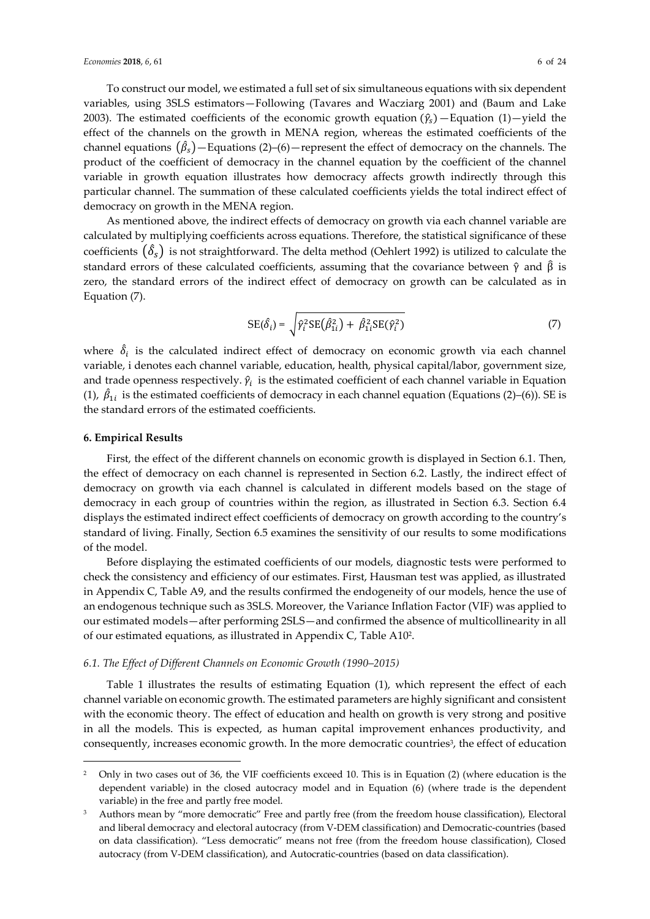To construct our model, we estimated a full set of six simultaneous equations with six dependent variables, using 3SLS estimators—Following (Tavares and Wacziarg 2001) and (Baum and Lake 2003). The estimated coefficients of the economic growth equation $(\hat{\gamma}_s)$—Equation (1)—yield the effect of the channels on the growth in MENA region, whereas the estimated coefficients of the channel equations $(\hat{\beta}_s)$—Equations (2)–(6)—represent the effect of democracy on the channels. The product of the coefficient of democracy in the channel equation by the coefficient of the channel variable in growth equation illustrates how democracy affects growth indirectly through this particular channel. The summation of these calculated coefficients yields the total indirect effect of democracy on growth in the MENA region.

As mentioned above, the indirect effects of democracy on growth via each channel variable are calculated by multiplying coefficients across equations. Therefore, the statistical significance of these coefficients $(\hat{\delta}_s)$ is not straightforward. The delta method (Oehlert 1992) is utilized to calculate the standard errors of these calculated coefficients, assuming that the covariance between $\hat{\gamma}$ and $\hat{\beta}$ is zero, the standard errors of the indirect effect of democracy on growth can be calculated as in Equation (7).

$$\mathrm{SE}(\hat{\delta}_i) = \sqrt{\hat{\gamma}_i^2 \mathrm{SE}(\hat{\beta}_{1i}^2) + \hat{\beta}_{1i}^2 \mathrm{SE}(\hat{\gamma}_i^2)} \quad (7)$$

where $\hat{\delta}_i$ is the calculated indirect effect of democracy on economic growth via each channel variable, i denotes each channel variable, education, health, physical capital/labor, government size, and trade openness respectively. $\hat{\gamma}_i$ is the estimated coefficient of each channel variable in Equation (1), $\hat{\beta}_{1i}$ is the estimated coefficients of democracy in each channel equation (Equations (2)–(6)). SE is the standard errors of the estimated coefficients.

## 6. Empirical Results

First, the effect of the different channels on economic growth is displayed in Section 6.1. Then, the effect of democracy on each channel is represented in Section 6.2. Lastly, the indirect effect of democracy on growth via each channel is calculated in different models based on the stage of democracy in each group of countries within the region, as illustrated in Section 6.3. Section 6.4 displays the estimated indirect effect coefficients of democracy on growth according to the country's standard of living. Finally, Section 6.5 examines the sensitivity of our results to some modifications of the model.

Before displaying the estimated coefficients of our models, diagnostic tests were performed to check the consistency and efficiency of our estimates. First, Hausman test was applied, as illustrated in Appendix C, Table A9, and the results confirmed the endogeneity of our models, hence the use of an endogenous technique such as 3SLS. Moreover, the Variance Inflation Factor (VIF) was applied to our estimated models—after performing 2SLS—and confirmed the absence of multicollinearity in all of our estimated equations, as illustrated in Appendix C, Table A10[2].

### *6.1. The Effect of Different Channels on Economic Growth (1990–2015)*

Table 1 illustrates the results of estimating Equation (1), which represent the effect of each channel variable on economic growth. The estimated parameters are highly significant and consistent with the economic theory. The effect of education and health on growth is very strong and positive in all the models. This is expected, as human capital improvement enhances productivity, and consequently, increases economic growth. In the more democratic countries[3], the effect of education

---

[2] Only in two cases out of 36, the VIF coefficients exceed 10. This is in Equation (2) (where education is the dependent variable) in the closed autocracy model and in Equation (6) (where trade is the dependent variable) in the free and partly free model.

[3] Authors mean by "more democratic" Free and partly free (from the freedom house classification), Electoral and liberal democracy and electoral autocracy (from V-DEM classification) and Democratic-countries (based on data classification). "Less democratic" means not free (from the freedom house classification), Closed autocracy (from V-DEM classification), and Autocratic-countries (based on data classification).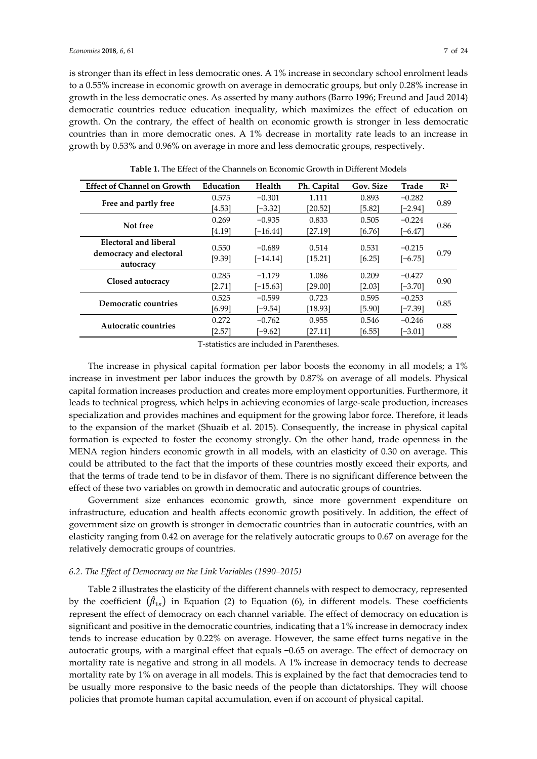is stronger than its effect in less democratic ones. A 1% increase in secondary school enrolment leads to a 0.55% increase in economic growth on average in democratic groups, but only 0.28% increase in growth in the less democratic ones. As asserted by many authors (Barro 1996; Freund and Jaud 2014) democratic countries reduce education inequality, which maximizes the effect of education on growth. On the contrary, the effect of health on economic growth is stronger in less democratic countries than in more democratic ones. A 1% decrease in mortality rate leads to an increase in growth by 0.53% and 0.96% on average in more and less democratic groups, respectively.

**Table 1.** The Effect of the Channels on Economic Growth in Different Models

| Effect of Channel on Growth | Education | Health | Ph. Capital | Gov. Size | Trade | $R^2$ |
|---|---|---|---|---|---|---|
| **Free and partly free** | 0.575<br>[4.53] | −0.301<br>[−3.32] | 1.111<br>[20.52] | 0.893<br>[5.82] | −0.282<br>[−2.94] | 0.89 |
| **Not free** | 0.269<br>[4.19] | −0.935<br>[−16.44] | 0.833<br>[27.19] | 0.505<br>[6.76] | −0.224<br>[−6.47] | 0.86 |
| **Electoral and liberal democracy and electoral autocracy** | 0.550<br>[9.39] | −0.689<br>[−14.14] | 0.514<br>[15.21] | 0.531<br>[6.25] | −0.215<br>[−6.75] | 0.79 |
| **Closed autocracy** | 0.285<br>[2.71] | −1.179<br>[−15.63] | 1.086<br>[29.00] | 0.209<br>[2.03] | −0.427<br>[−3.70] | 0.90 |
| **Democratic countries** | 0.525<br>[6.99] | −0.599<br>[−9.54] | 0.723<br>[18.93] | 0.595<br>[5.90] | −0.253<br>[−7.39] | 0.85 |
| **Autocratic countries** | 0.272<br>[2.57] | −0.762<br>[−9.62] | 0.955<br>[27.11] | 0.546<br>[6.55] | −0.246<br>[−3.01] | 0.88 |

T-statistics are included in Parentheses.

The increase in physical capital formation per labor boosts the economy in all models; a 1% increase in investment per labor induces the growth by 0.87% on average of all models. Physical capital formation increases production and creates more employment opportunities. Furthermore, it leads to technical progress, which helps in achieving economies of large-scale production, increases specialization and provides machines and equipment for the growing labor force. Therefore, it leads to the expansion of the market (Shuaib et al. 2015). Consequently, the increase in physical capital formation is expected to foster the economy strongly. On the other hand, trade openness in the MENA region hinders economic growth in all models, with an elasticity of 0.30 on average. This could be attributed to the fact that the imports of these countries mostly exceed their exports, and that the terms of trade tend to be in disfavor of them. There is no significant difference between the effect of these two variables on growth in democratic and autocratic groups of countries.

Government size enhances economic growth, since more government expenditure on infrastructure, education and health affects economic growth positively. In addition, the effect of government size on growth is stronger in democratic countries than in autocratic countries, with an elasticity ranging from 0.42 on average for the relatively autocratic groups to 0.67 on average for the relatively democratic groups of countries.

### *6.2. The Effect of Democracy on the Link Variables (1990–2015)*

Table 2 illustrates the elasticity of the different channels with respect to democracy, represented by the coefficient $(\hat{\beta}_{1s})$ in Equation (2) to Equation (6), in different models. These coefficients represent the effect of democracy on each channel variable. The effect of democracy on education is significant and positive in the democratic countries, indicating that a 1% increase in democracy index tends to increase education by 0.22% on average. However, the same effect turns negative in the autocratic groups, with a marginal effect that equals −0.65 on average. The effect of democracy on mortality rate is negative and strong in all models. A 1% increase in democracy tends to decrease mortality rate by 1% on average in all models. This is explained by the fact that democracies tend to be usually more responsive to the basic needs of the people than dictatorships. They will choose policies that promote human capital accumulation, even if on account of physical capital.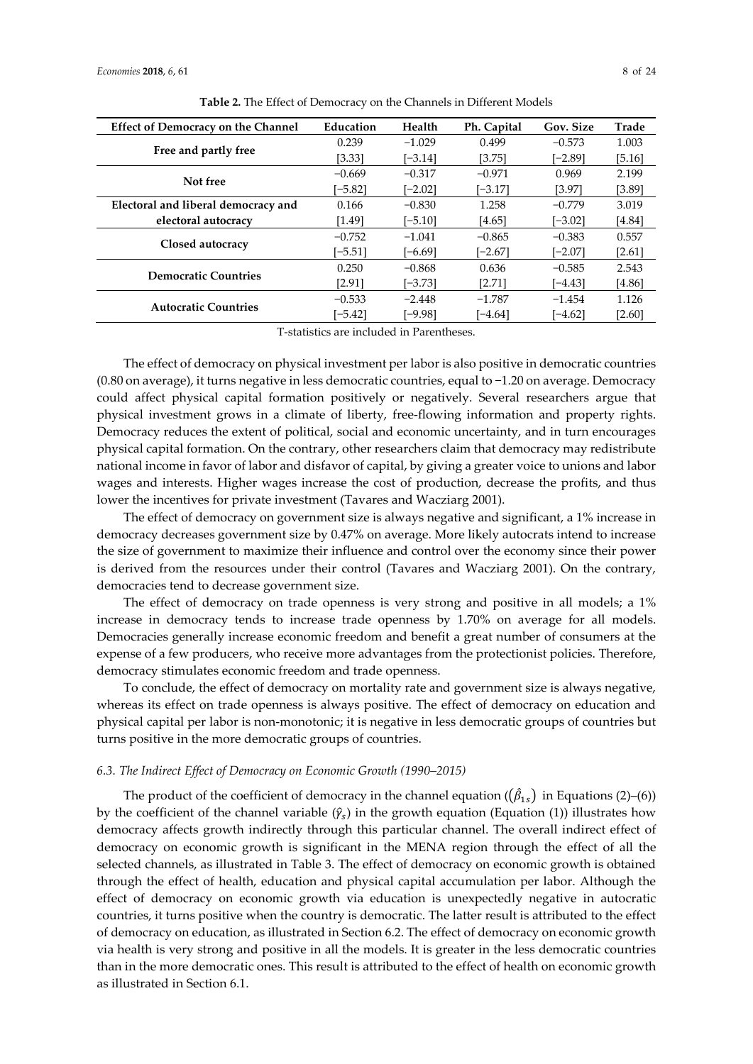**Table 2.** The Effect of Democracy on the Channels in Different Models

| Effect of Democracy on the Channel | Education | Health | Ph. Capital | Gov. Size | Trade |
|---|---|---|---|---|---|
| **Free and partly free** | 0.239 | −1.029 | 0.499 | −0.573 | 1.003 |
| | [3.33] | [−3.14] | [3.75] | [−2.89] | [5.16] |
| **Not free** | −0.669 | −0.317 | −0.971 | 0.969 | 2.199 |
| | [−5.82] | [−2.02] | [−3.17] | [3.97] | [3.89] |
| **Electoral and liberal democracy and electoral autocracy** | 0.166 | −0.830 | 1.258 | −0.779 | 3.019 |
| | [1.49] | [−5.10] | [4.65] | [−3.02] | [4.84] |
| **Closed autocracy** | −0.752 | −1.041 | −0.865 | −0.383 | 0.557 |
| | [−5.51] | [−6.69] | [−2.67] | [−2.07] | [2.61] |
| **Democratic Countries** | 0.250 | −0.868 | 0.636 | −0.585 | 2.543 |
| | [2.91] | [−3.73] | [2.71] | [−4.43] | [4.86] |
| **Autocratic Countries** | −0.533 | −2.448 | −1.787 | −1.454 | 1.126 |
| | [−5.42] | [−9.98] | [−4.64] | [−4.62] | [2.60] |

T-statistics are included in Parentheses.

The effect of democracy on physical investment per labor is also positive in democratic countries (0.80 on average), it turns negative in less democratic countries, equal to −1.20 on average. Democracy could affect physical capital formation positively or negatively. Several researchers argue that physical investment grows in a climate of liberty, free-flowing information and property rights. Democracy reduces the extent of political, social and economic uncertainty, and in turn encourages physical capital formation. On the contrary, other researchers claim that democracy may redistribute national income in favor of labor and disfavor of capital, by giving a greater voice to unions and labor wages and interests. Higher wages increase the cost of production, decrease the profits, and thus lower the incentives for private investment (Tavares and Wacziarg 2001).

The effect of democracy on government size is always negative and significant, a 1% increase in democracy decreases government size by 0.47% on average. More likely autocrats intend to increase the size of government to maximize their influence and control over the economy since their power is derived from the resources under their control (Tavares and Wacziarg 2001). On the contrary, democracies tend to decrease government size.

The effect of democracy on trade openness is very strong and positive in all models; a 1% increase in democracy tends to increase trade openness by 1.70% on average for all models. Democracies generally increase economic freedom and benefit a great number of consumers at the expense of a few producers, who receive more advantages from the protectionist policies. Therefore, democracy stimulates economic freedom and trade openness.

To conclude, the effect of democracy on mortality rate and government size is always negative, whereas its effect on trade openness is always positive. The effect of democracy on education and physical capital per labor is non-monotonic; it is negative in less democratic groups of countries but turns positive in the more democratic groups of countries.

### *6.3. The Indirect Effect of Democracy on Economic Growth (1990–2015)*

The product of the coefficient of democracy in the channel equation ($(\hat{\beta}_{1s})$ in Equations (2)–(6)) by the coefficient of the channel variable ($\hat{\gamma}_s$) in the growth equation (Equation (1)) illustrates how democracy affects growth indirectly through this particular channel. The overall indirect effect of democracy on economic growth is significant in the MENA region through the effect of all the selected channels, as illustrated in Table 3. The effect of democracy on economic growth is obtained through the effect of health, education and physical capital accumulation per labor. Although the effect of democracy on economic growth via education is unexpectedly negative in autocratic countries, it turns positive when the country is democratic. The latter result is attributed to the effect of democracy on education, as illustrated in Section 6.2. The effect of democracy on economic growth via health is very strong and positive in all the models. It is greater in the less democratic countries than in the more democratic ones. This result is attributed to the effect of health on economic growth as illustrated in Section 6.1.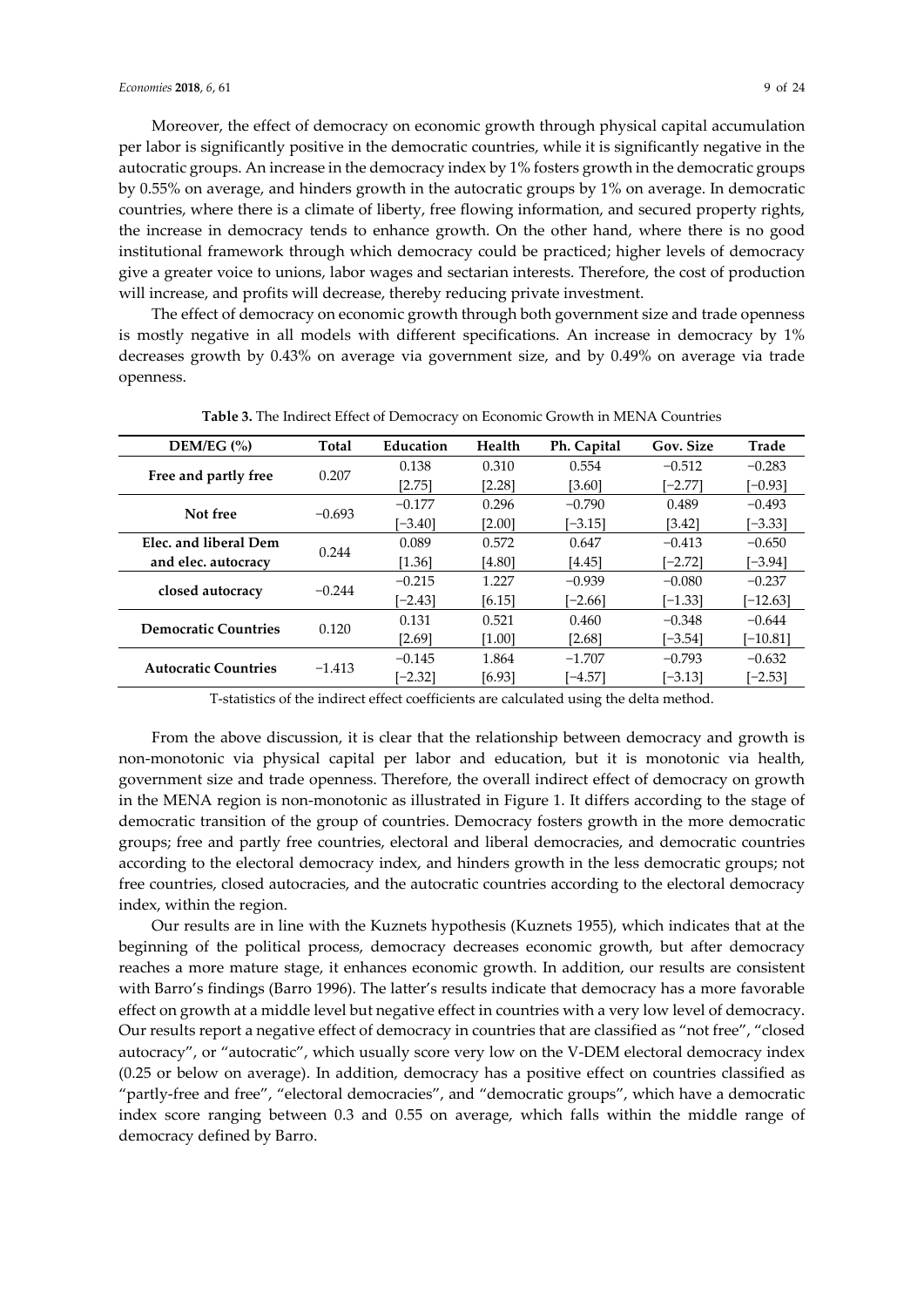Moreover, the effect of democracy on economic growth through physical capital accumulation per labor is significantly positive in the democratic countries, while it is significantly negative in the autocratic groups. An increase in the democracy index by 1% fosters growth in the democratic groups by 0.55% on average, and hinders growth in the autocratic groups by 1% on average. In democratic countries, where there is a climate of liberty, free flowing information, and secured property rights, the increase in democracy tends to enhance growth. On the other hand, where there is no good institutional framework through which democracy could be practiced; higher levels of democracy give a greater voice to unions, labor wages and sectarian interests. Therefore, the cost of production will increase, and profits will decrease, thereby reducing private investment.

The effect of democracy on economic growth through both government size and trade openness is mostly negative in all models with different specifications. An increase in democracy by 1% decreases growth by 0.43% on average via government size, and by 0.49% on average via trade openness.

**Table 3.** The Indirect Effect of Democracy on Economic Growth in MENA Countries

| DEM/EG (%) | Total | Education | Health | Ph. Capital | Gov. Size | Trade |
|---|---|---|---|---|---|---|
| **Free and partly free** | 0.207 | 0.138 | 0.310 | 0.554 | −0.512 | −0.283 |
| | | [2.75] | [2.28] | [3.60] | [−2.77] | [−0.93] |
| **Not free** | −0.693 | −0.177 | 0.296 | −0.790 | 0.489 | −0.493 |
| | | [−3.40] | [2.00] | [−3.15] | [3.42] | [−3.33] |
| **Elec. and liberal Dem and elec. autocracy** | 0.244 | 0.089 | 0.572 | 0.647 | −0.413 | −0.650 |
| | | [1.36] | [4.80] | [4.45] | [−2.72] | [−3.94] |
| **closed autocracy** | −0.244 | −0.215 | 1.227 | −0.939 | −0.080 | −0.237 |
| | | [−2.43] | [6.15] | [−2.66] | [−1.33] | [−12.63] |
| **Democratic Countries** | 0.120 | 0.131 | 0.521 | 0.460 | −0.348 | −0.644 |
| | | [2.69] | [1.00] | [2.68] | [−3.54] | [−10.81] |
| **Autocratic Countries** | −1.413 | −0.145 | 1.864 | −1.707 | −0.793 | −0.632 |
| | | [−2.32] | [6.93] | [−4.57] | [−3.13] | [−2.53] |

T-statistics of the indirect effect coefficients are calculated using the delta method.

From the above discussion, it is clear that the relationship between democracy and growth is non-monotonic via physical capital per labor and education, but it is monotonic via health, government size and trade openness. Therefore, the overall indirect effect of democracy on growth in the MENA region is non-monotonic as illustrated in Figure 1. It differs according to the stage of democratic transition of the group of countries. Democracy fosters growth in the more democratic groups; free and partly free countries, electoral and liberal democracies, and democratic countries according to the electoral democracy index, and hinders growth in the less democratic groups; not free countries, closed autocracies, and the autocratic countries according to the electoral democracy index, within the region.

Our results are in line with the Kuznets hypothesis (Kuznets 1955), which indicates that at the beginning of the political process, democracy decreases economic growth, but after democracy reaches a more mature stage, it enhances economic growth. In addition, our results are consistent with Barro's findings (Barro 1996). The latter's results indicate that democracy has a more favorable effect on growth at a middle level but negative effect in countries with a very low level of democracy. Our results report a negative effect of democracy in countries that are classified as "not free", "closed autocracy", or "autocratic", which usually score very low on the V-DEM electoral democracy index (0.25 or below on average). In addition, democracy has a positive effect on countries classified as "partly-free and free", "electoral democracies", and "democratic groups", which have a democratic index score ranging between 0.3 and 0.55 on average, which falls within the middle range of democracy defined by Barro.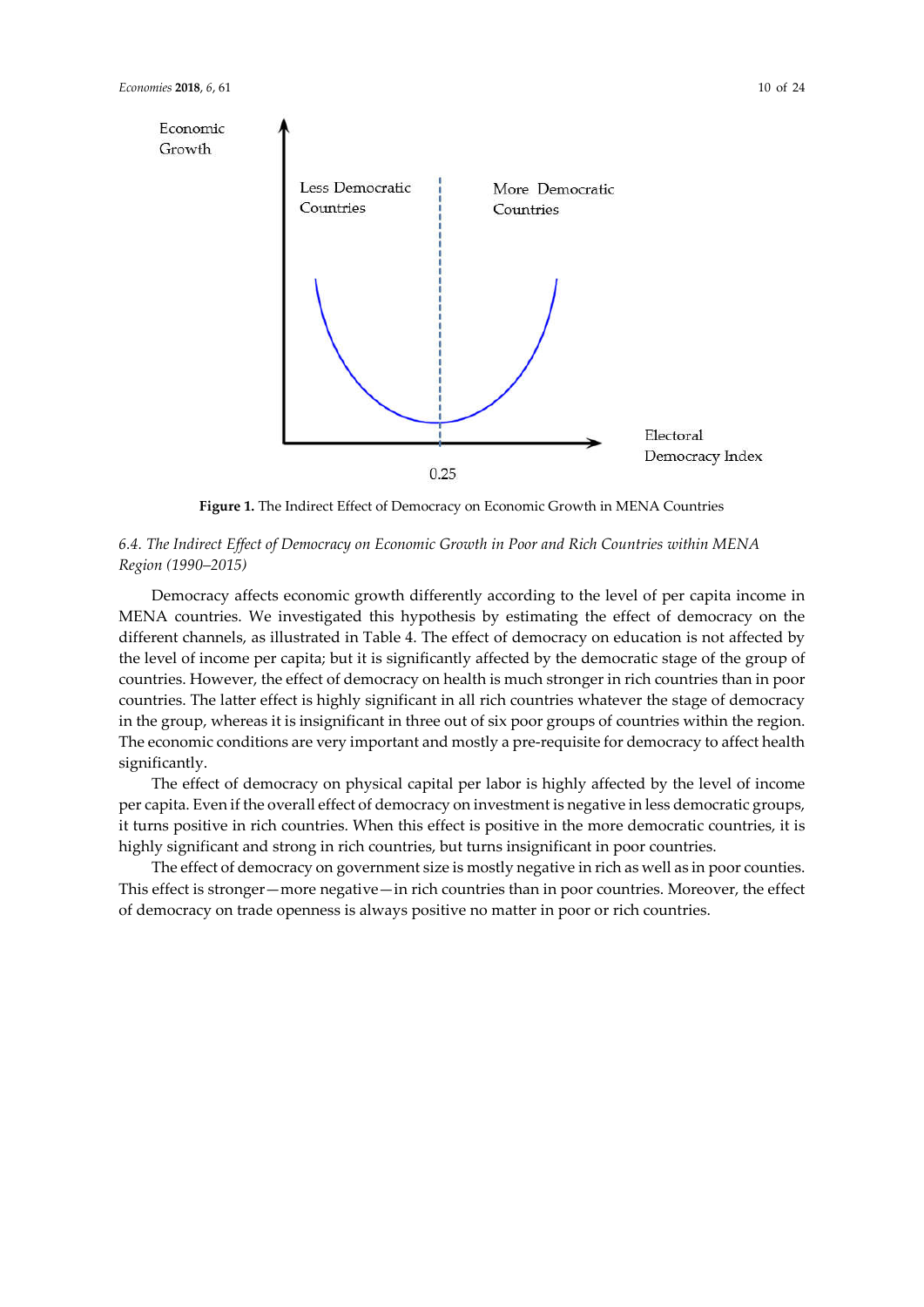Figure 1. The Indirect Effect of Democracy on Economic Growth in MENA Countries

### 6.4. The Indirect Effect of Democracy on Economic Growth in Poor and Rich Countries within MENA Region (1990–2015)

Democracy affects economic growth differently according to the level of per capita income in MENA countries. We investigated this hypothesis by estimating the effect of democracy on the different channels, as illustrated in Table 4. The effect of democracy on education is not affected by the level of income per capita; but it is significantly affected by the democratic stage of the group of countries. However, the effect of democracy on health is much stronger in rich countries than in poor countries. The latter effect is highly significant in all rich countries whatever the stage of democracy in the group, whereas it is insignificant in three out of six poor groups of countries within the region. The economic conditions are very important and mostly a pre-requisite for democracy to affect health significantly.

The effect of democracy on physical capital per labor is highly affected by the level of income per capita. Even if the overall effect of democracy on investment is negative in less democratic groups, it turns positive in rich countries. When this effect is positive in the more democratic countries, it is highly significant and strong in rich countries, but turns insignificant in poor countries.

The effect of democracy on government size is mostly negative in rich as well as in poor counties. This effect is stronger—more negative—in rich countries than in poor countries. Moreover, the effect of democracy on trade openness is always positive no matter in poor or rich countries.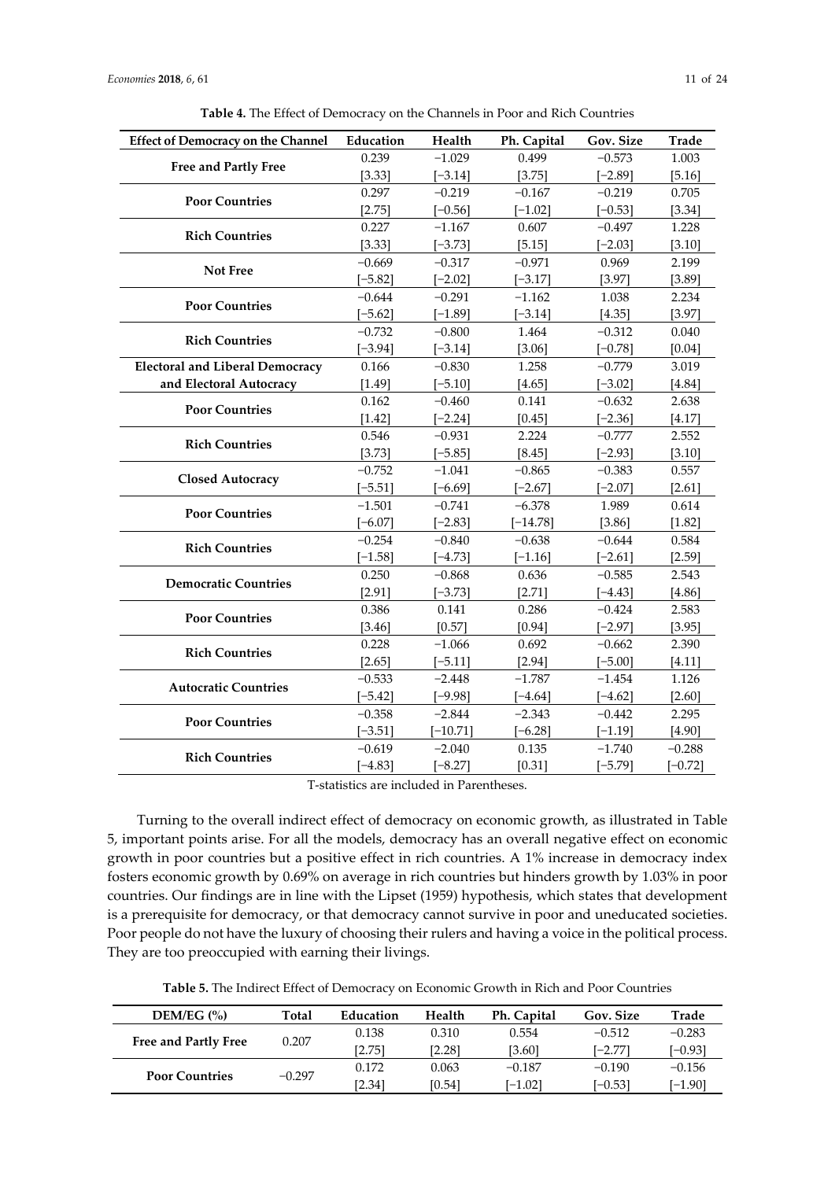**Table 4.** The Effect of Democracy on the Channels in Poor and Rich Countries

| Effect of Democracy on the Channel | Education | Health | Ph. Capital | Gov. Size | Trade |
|---|---|---|---|---|---|
| **Free and Partly Free** | 0.239 | −1.029 | 0.499 | −0.573 | 1.003 |
| | [3.33] | [−3.14] | [3.75] | [−2.89] | [5.16] |
| **Poor Countries** | 0.297 | −0.219 | −0.167 | −0.219 | 0.705 |
| | [2.75] | [−0.56] | [−1.02] | [−0.53] | [3.34] |
| **Rich Countries** | 0.227 | −1.167 | 0.607 | −0.497 | 1.228 |
| | [3.33] | [−3.73] | [5.15] | [−2.03] | [3.10] |
| **Not Free** | −0.669 | −0.317 | −0.971 | 0.969 | 2.199 |
| | [−5.82] | [−2.02] | [−3.17] | [3.97] | [3.89] |
| **Poor Countries** | −0.644 | −0.291 | −1.162 | 1.038 | 2.234 |
| | [−5.62] | [−1.89] | [−3.14] | [4.35] | [3.97] |
| **Rich Countries** | −0.732 | −0.800 | 1.464 | −0.312 | 0.040 |
| | [−3.94] | [−3.14] | [3.06] | [−0.78] | [0.04] |
| **Electoral and Liberal Democracy and Electoral Autocracy** | 0.166 | −0.830 | 1.258 | −0.779 | 3.019 |
| | [1.49] | [−5.10] | [4.65] | [−3.02] | [4.84] |
| **Poor Countries** | 0.162 | −0.460 | 0.141 | −0.632 | 2.638 |
| | [1.42] | [−2.24] | [0.45] | [−2.36] | [4.17] |
| **Rich Countries** | 0.546 | −0.931 | 2.224 | −0.777 | 2.552 |
| | [3.73] | [−5.85] | [8.45] | [−2.93] | [3.10] |
| **Closed Autocracy** | −0.752 | −1.041 | −0.865 | −0.383 | 0.557 |
| | [−5.51] | [−6.69] | [−2.67] | [−2.07] | [2.61] |
| **Poor Countries** | −1.501 | −0.741 | −6.378 | 1.989 | 0.614 |
| | [−6.07] | [−2.83] | [−14.78] | [3.86] | [1.82] |
| **Rich Countries** | −0.254 | −0.840 | −0.638 | −0.644 | 0.584 |
| | [−1.58] | [−4.73] | [−1.16] | [−2.61] | [2.59] |
| **Democratic Countries** | 0.250 | −0.868 | 0.636 | −0.585 | 2.543 |
| | [2.91] | [−3.73] | [2.71] | [−4.43] | [4.86] |
| **Poor Countries** | 0.386 | 0.141 | 0.286 | −0.424 | 2.583 |
| | [3.46] | [0.57] | [0.94] | [−2.97] | [3.95] |
| **Rich Countries** | 0.228 | −1.066 | 0.692 | −0.662 | 2.390 |
| | [2.65] | [−5.11] | [2.94] | [−5.00] | [4.11] |
| **Autocratic Countries** | −0.533 | −2.448 | −1.787 | −1.454 | 1.126 |
| | [−5.42] | [−9.98] | [−4.64] | [−4.62] | [2.60] |
| **Poor Countries** | −0.358 | −2.844 | −2.343 | −0.442 | 2.295 |
| | [−3.51] | [−10.71] | [−6.28] | [−1.19] | [4.90] |
| **Rich Countries** | −0.619 | −2.040 | 0.135 | −1.740 | −0.288 |
| | [−4.83] | [−8.27] | [0.31] | [−5.79] | [−0.72] |

T-statistics are included in Parentheses.

Turning to the overall indirect effect of democracy on economic growth, as illustrated in Table 5, important points arise. For all the models, democracy has an overall negative effect on economic growth in poor countries but a positive effect in rich countries. A 1% increase in democracy index fosters economic growth by 0.69% on average in rich countries but hinders growth by 1.03% in poor countries. Our findings are in line with the Lipset (1959) hypothesis, which states that development is a prerequisite for democracy, or that democracy cannot survive in poor and uneducated societies. Poor people do not have the luxury of choosing their rulers and having a voice in the political process. They are too preoccupied with earning their livings.

**Table 5.** The Indirect Effect of Democracy on Economic Growth in Rich and Poor Countries

| DEM/EG (%) | Total | Education | Health | Ph. Capital | Gov. Size | Trade |
|---|---|---|---|---|---|---|
| **Free and Partly Free** | 0.207 | 0.138 | 0.310 | 0.554 | −0.512 | −0.283 |
| | | [2.75] | [2.28] | [3.60] | [−2.77] | [−0.93] |
| **Poor Countries** | −0.297 | 0.172 | 0.063 | −0.187 | −0.190 | −0.156 |
| | | [2.34] | [0.54] | [−1.02] | [−0.53] | [−1.90] |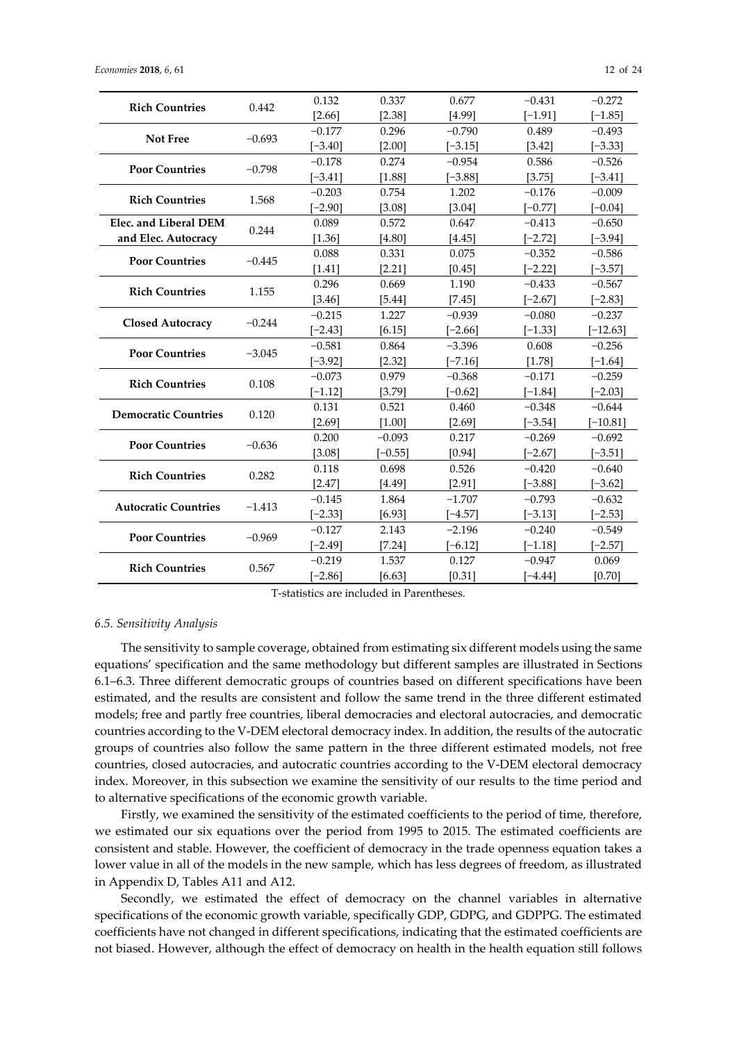| | | | | | | |
|---|---|---|---|---|---|---|
| **Rich Countries** | 0.442 | 0.132<br>[2.66] | 0.337<br>[2.38] | 0.677<br>[4.99] | −0.431<br>[−1.91] | −0.272<br>[−1.85] |
| **Not Free** | −0.693 | −0.177<br>[−3.40] | 0.296<br>[2.00] | −0.790<br>[−3.15] | 0.489<br>[3.42] | −0.493<br>[−3.33] |
| **Poor Countries** | −0.798 | −0.178<br>[−3.41] | 0.274<br>[1.88] | −0.954<br>[−3.88] | 0.586<br>[3.75] | −0.526<br>[−3.41] |
| **Rich Countries** | 1.568 | −0.203<br>[−2.90] | 0.754<br>[3.08] | 1.202<br>[3.04] | −0.176<br>[−0.77] | −0.009<br>[−0.04] |
| **Elec. and Liberal DEM and Elec. Autocracy** | 0.244 | 0.089<br>[1.36] | 0.572<br>[4.80] | 0.647<br>[4.45] | −0.413<br>[−2.72] | −0.650<br>[−3.94] |
| **Poor Countries** | −0.445 | 0.088<br>[1.41] | 0.331<br>[2.21] | 0.075<br>[0.45] | −0.352<br>[−2.22] | −0.586<br>[−3.57] |
| **Rich Countries** | 1.155 | 0.296<br>[3.46] | 0.669<br>[5.44] | 1.190<br>[7.45] | −0.433<br>[−2.67] | −0.567<br>[−2.83] |
| **Closed Autocracy** | −0.244 | −0.215<br>[−2.43] | 1.227<br>[6.15] | −0.939<br>[−2.66] | −0.080<br>[−1.33] | −0.237<br>[−12.63] |
| **Poor Countries** | −3.045 | −0.581<br>[−3.92] | 0.864<br>[2.32] | −3.396<br>[−7.16] | 0.608<br>[1.78] | −0.256<br>[−1.64] |
| **Rich Countries** | 0.108 | −0.073<br>[−1.12] | 0.979<br>[3.79] | −0.368<br>[−0.62] | −0.171<br>[−1.84] | −0.259<br>[−2.03] |
| **Democratic Countries** | 0.120 | 0.131<br>[2.69] | 0.521<br>[1.00] | 0.460<br>[2.69] | −0.348<br>[−3.54] | −0.644<br>[−10.81] |
| **Poor Countries** | −0.636 | 0.200<br>[3.08] | −0.093<br>[−0.55] | 0.217<br>[0.94] | −0.269<br>[−2.67] | −0.692<br>[−3.51] |
| **Rich Countries** | 0.282 | 0.118<br>[2.47] | 0.698<br>[4.49] | 0.526<br>[2.91] | −0.420<br>[−3.88] | −0.640<br>[−3.62] |
| **Autocratic Countries** | −1.413 | −0.145<br>[−2.33] | 1.864<br>[6.93] | −1.707<br>[−4.57] | −0.793<br>[−3.13] | −0.632<br>[−2.53] |
| **Poor Countries** | −0.969 | −0.127<br>[−2.49] | 2.143<br>[7.24] | −2.196<br>[−6.12] | −0.240<br>[−1.18] | −0.549<br>[−2.57] |
| **Rich Countries** | 0.567 | −0.219<br>[−2.86] | 1.537<br>[6.63] | 0.127<br>[0.31] | −0.947<br>[−4.44] | 0.069<br>[0.70] |

T-statistics are included in Parentheses.

### *6.5. Sensitivity Analysis*

The sensitivity to sample coverage, obtained from estimating six different models using the same equations' specification and the same methodology but different samples are illustrated in Sections 6.1–6.3. Three different democratic groups of countries based on different specifications have been estimated, and the results are consistent and follow the same trend in the three different estimated models; free and partly free countries, liberal democracies and electoral autocracies, and democratic countries according to the V-DEM electoral democracy index. In addition, the results of the autocratic groups of countries also follow the same pattern in the three different estimated models, not free countries, closed autocracies, and autocratic countries according to the V-DEM electoral democracy index. Moreover, in this subsection we examine the sensitivity of our results to the time period and to alternative specifications of the economic growth variable.

Firstly, we examined the sensitivity of the estimated coefficients to the period of time, therefore, we estimated our six equations over the period from 1995 to 2015. The estimated coefficients are consistent and stable. However, the coefficient of democracy in the trade openness equation takes a lower value in all of the models in the new sample, which has less degrees of freedom, as illustrated in Appendix D, Tables A11 and A12.

Secondly, we estimated the effect of democracy on the channel variables in alternative specifications of the economic growth variable, specifically GDP, GDPG, and GDPPG. The estimated coefficients have not changed in different specifications, indicating that the estimated coefficients are not biased. However, although the effect of democracy on health in the health equation still follows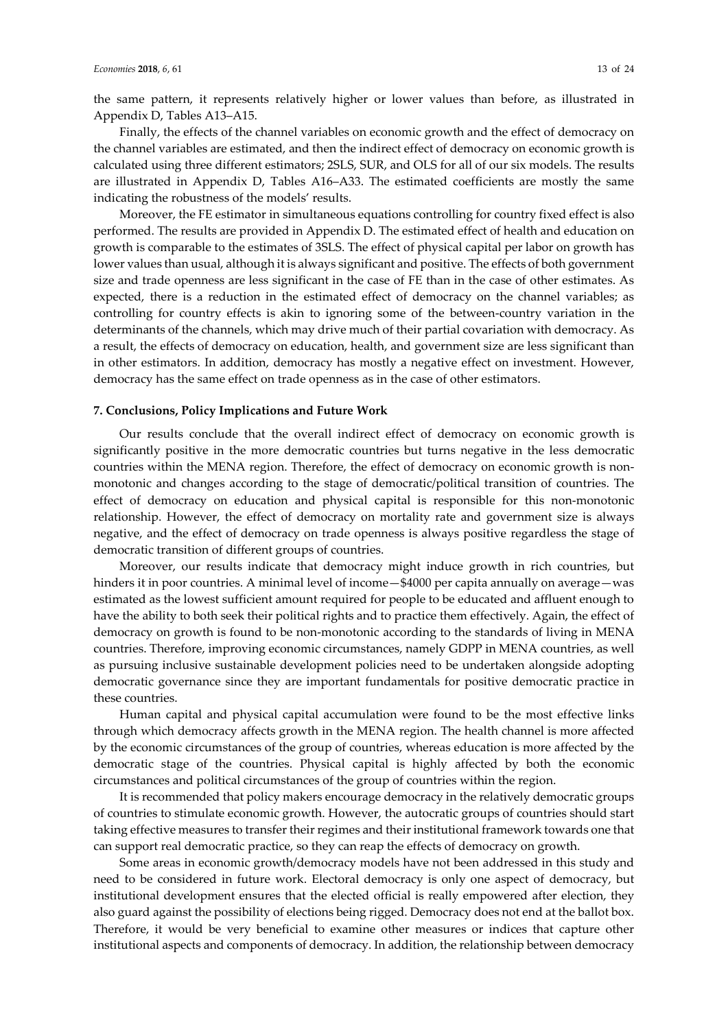the same pattern, it represents relatively higher or lower values than before, as illustrated in Appendix D, Tables A13–A15.

Finally, the effects of the channel variables on economic growth and the effect of democracy on the channel variables are estimated, and then the indirect effect of democracy on economic growth is calculated using three different estimators; 2SLS, SUR, and OLS for all of our six models. The results are illustrated in Appendix D, Tables A16–A33. The estimated coefficients are mostly the same indicating the robustness of the models' results.

Moreover, the FE estimator in simultaneous equations controlling for country fixed effect is also performed. The results are provided in Appendix D. The estimated effect of health and education on growth is comparable to the estimates of 3SLS. The effect of physical capital per labor on growth has lower values than usual, although it is always significant and positive. The effects of both government size and trade openness are less significant in the case of FE than in the case of other estimates. As expected, there is a reduction in the estimated effect of democracy on the channel variables; as controlling for country effects is akin to ignoring some of the between-country variation in the determinants of the channels, which may drive much of their partial covariation with democracy. As a result, the effects of democracy on education, health, and government size are less significant than in other estimators. In addition, democracy has mostly a negative effect on investment. However, democracy has the same effect on trade openness as in the case of other estimators.

## 7. Conclusions, Policy Implications and Future Work

Our results conclude that the overall indirect effect of democracy on economic growth is significantly positive in the more democratic countries but turns negative in the less democratic countries within the MENA region. Therefore, the effect of democracy on economic growth is non-monotonic and changes according to the stage of democratic/political transition of countries. The effect of democracy on education and physical capital is responsible for this non-monotonic relationship. However, the effect of democracy on mortality rate and government size is always negative, and the effect of democracy on trade openness is always positive regardless the stage of democratic transition of different groups of countries.

Moreover, our results indicate that democracy might induce growth in rich countries, but hinders it in poor countries. A minimal level of income—\$4000 per capita annually on average—was estimated as the lowest sufficient amount required for people to be educated and affluent enough to have the ability to both seek their political rights and to practice them effectively. Again, the effect of democracy on growth is found to be non-monotonic according to the standards of living in MENA countries. Therefore, improving economic circumstances, namely GDPP in MENA countries, as well as pursuing inclusive sustainable development policies need to be undertaken alongside adopting democratic governance since they are important fundamentals for positive democratic practice in these countries.

Human capital and physical capital accumulation were found to be the most effective links through which democracy affects growth in the MENA region. The health channel is more affected by the economic circumstances of the group of countries, whereas education is more affected by the democratic stage of the countries. Physical capital is highly affected by both the economic circumstances and political circumstances of the group of countries within the region.

It is recommended that policy makers encourage democracy in the relatively democratic groups of countries to stimulate economic growth. However, the autocratic groups of countries should start taking effective measures to transfer their regimes and their institutional framework towards one that can support real democratic practice, so they can reap the effects of democracy on growth.

Some areas in economic growth/democracy models have not been addressed in this study and need to be considered in future work. Electoral democracy is only one aspect of democracy, but institutional development ensures that the elected official is really empowered after election, they also guard against the possibility of elections being rigged. Democracy does not end at the ballot box. Therefore, it would be very beneficial to examine other measures or indices that capture other institutional aspects and components of democracy. In addition, the relationship between democracy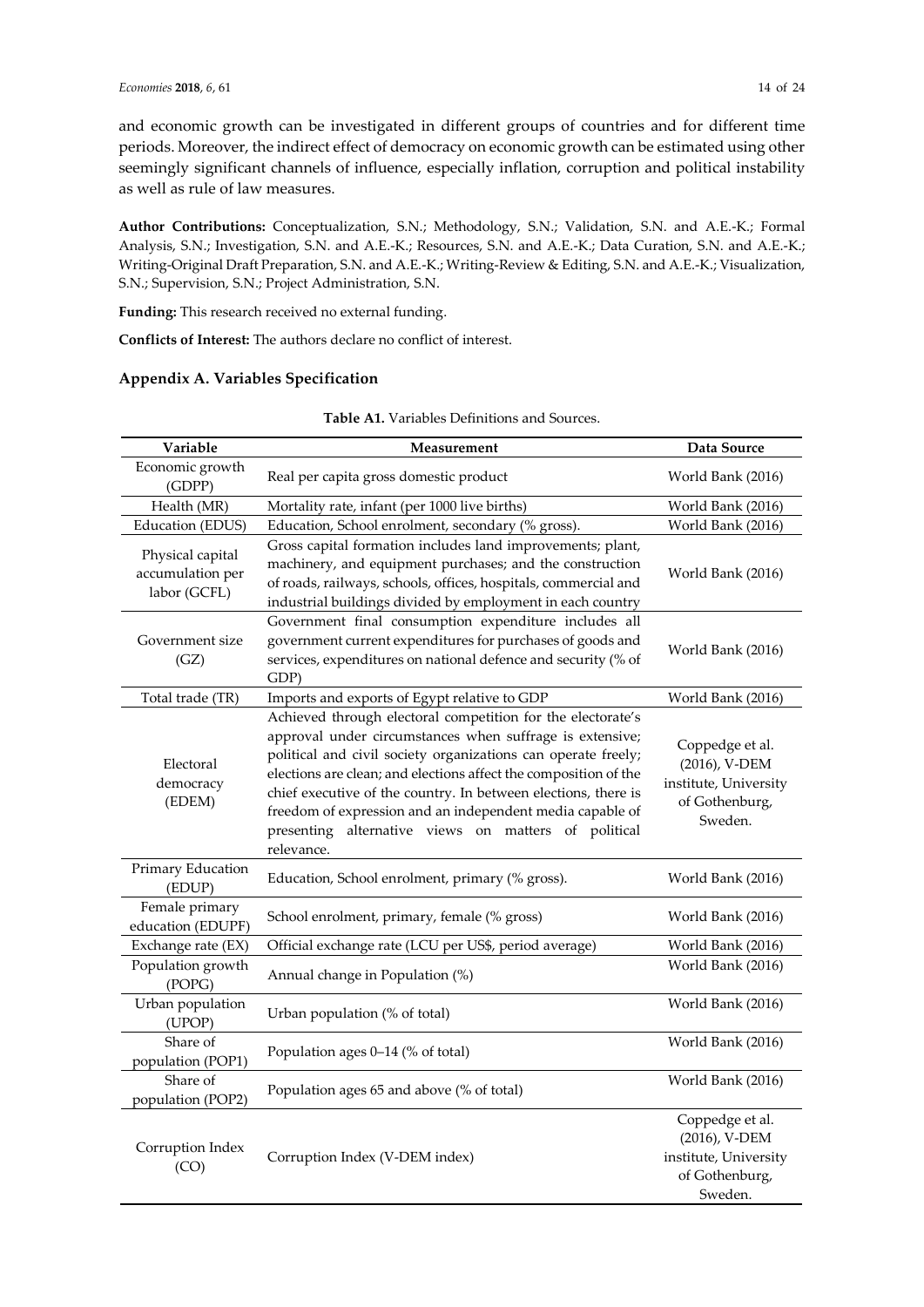and economic growth can be investigated in different groups of countries and for different time periods. Moreover, the indirect effect of democracy on economic growth can be estimated using other seemingly significant channels of influence, especially inflation, corruption and political instability as well as rule of law measures.

**Author Contributions:** Conceptualization, S.N.; Methodology, S.N.; Validation, S.N. and A.E.-K.; Formal Analysis, S.N.; Investigation, S.N. and A.E.-K.; Resources, S.N. and A.E.-K.; Data Curation, S.N. and A.E.-K.; Writing-Original Draft Preparation, S.N. and A.E.-K.; Writing-Review & Editing, S.N. and A.E.-K.; Visualization, S.N.; Supervision, S.N.; Project Administration, S.N.

**Funding:** This research received no external funding.

**Conflicts of Interest:** The authors declare no conflict of interest.

## Appendix A. Variables Specification

**Table A1.** Variables Definitions and Sources.

| Variable | Measurement | Data Source |
|---|---|---|
| Economic growth (GDPP) | Real per capita gross domestic product | World Bank (2016) |
| Health (MR) | Mortality rate, infant (per 1000 live births) | World Bank (2016) |
| Education (EDUS) | Education, School enrolment, secondary (% gross). | World Bank (2016) |
| Physical capital accumulation per labor (GCFL) | Gross capital formation includes land improvements; plant, machinery, and equipment purchases; and the construction of roads, railways, schools, offices, hospitals, commercial and industrial buildings divided by employment in each country | World Bank (2016) |
| Government size (GZ) | Government final consumption expenditure includes all government current expenditures for purchases of goods and services, expenditures on national defence and security (% of GDP) | World Bank (2016) |
| Total trade (TR) | Imports and exports of Egypt relative to GDP | World Bank (2016) |
| Electoral democracy (EDEM) | Achieved through electoral competition for the electorate's approval under circumstances when suffrage is extensive; political and civil society organizations can operate freely; elections are clean; and elections affect the composition of the chief executive of the country. In between elections, there is freedom of expression and an independent media capable of presenting alternative views on matters of political relevance. | Coppedge et al. (2016), V-DEM institute, University of Gothenburg, Sweden. |
| Primary Education (EDUP) | Education, School enrolment, primary (% gross). | World Bank (2016) |
| Female primary education (EDUPF) | School enrolment, primary, female (% gross) | World Bank (2016) |
| Exchange rate (EX) | Official exchange rate (LCU per US$, period average) | World Bank (2016) |
| Population growth (POPG) | Annual change in Population (%) | World Bank (2016) |
| Urban population (UPOP) | Urban population (% of total) | World Bank (2016) |
| Share of population (POP1) | Population ages 0–14 (% of total) | World Bank (2016) |
| Share of population (POP2) | Population ages 65 and above (% of total) | World Bank (2016) |
| Corruption Index (CO) | Corruption Index (V-DEM index) | Coppedge et al. (2016), V-DEM institute, University of Gothenburg, Sweden. |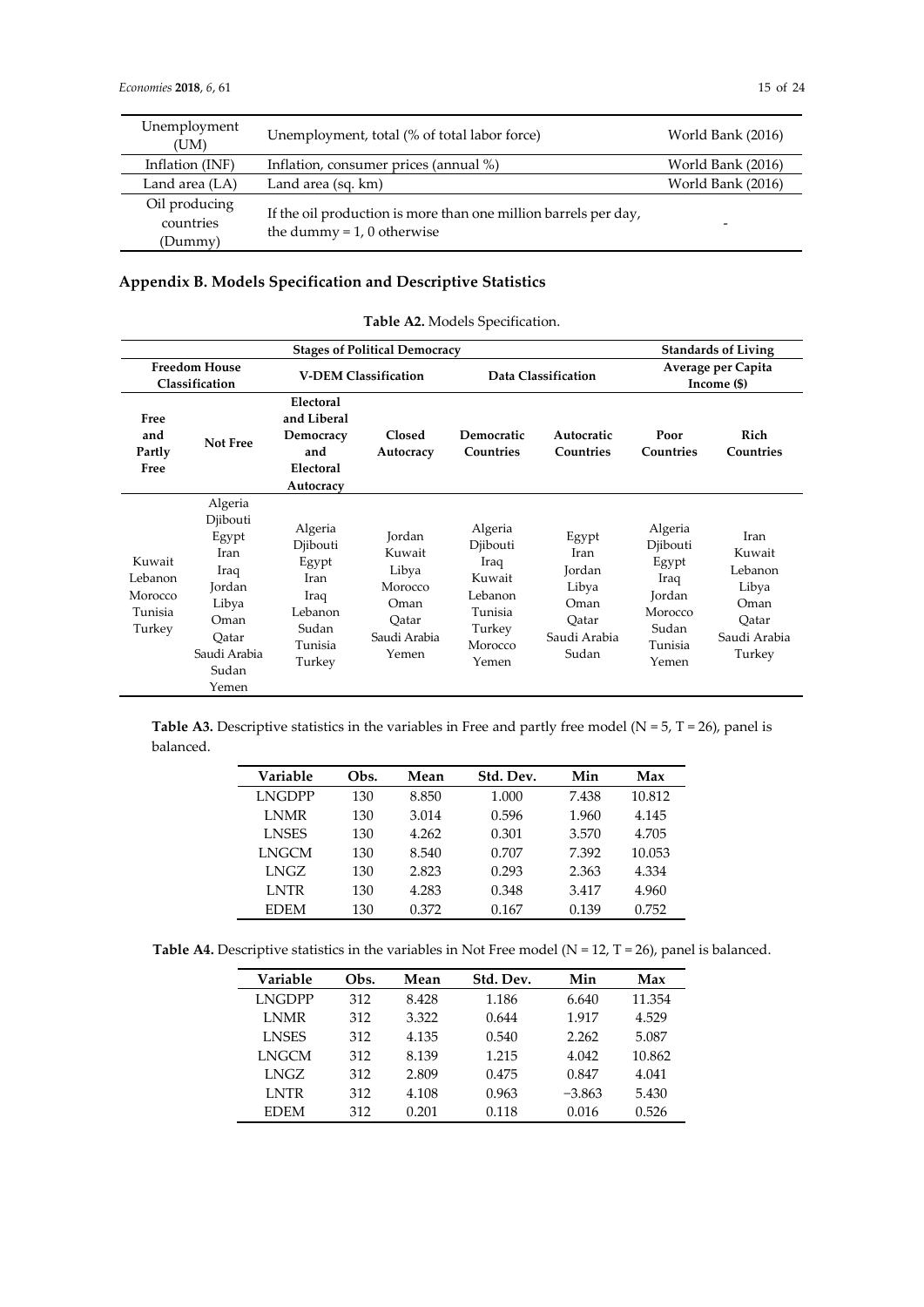| Unemployment (UM) | Unemployment, total (% of total labor force) | World Bank (2016) |
|---|---|---|
| Inflation (INF) | Inflation, consumer prices (annual %) | World Bank (2016) |
| Land area (LA) | Land area (sq. km) | World Bank (2016) |
| Oil producing countries (Dummy) | If the oil production is more than one million barrels per day, the dummy = 1, 0 otherwise | - |

## Appendix B. Models Specification and Descriptive Statistics

**Table A2.** Models Specification.

| Stages of Political Democracy | | | | | | Standards of Living | |
|---|---|---|---|---|---|---|---|
| Freedom House Classification | | V-DEM Classification | | Data Classification | | Average per Capita Income ($) | |
| Free and Partly Free | Not Free | Electoral and Liberal Democracy and Electoral Autocracy | Closed Autocracy | Democratic Countries | Autocratic Countries | Poor Countries | Rich Countries |
| Kuwait<br>Lebanon<br>Morocco<br>Tunisia<br>Turkey | Algeria<br>Djibouti<br>Egypt<br>Iran<br>Iraq<br>Jordan<br>Libya<br>Oman<br>Qatar<br>Saudi Arabia<br>Sudan<br>Yemen | Algeria<br>Djibouti<br>Egypt<br>Iran<br>Iraq<br>Lebanon<br>Sudan<br>Tunisia<br>Turkey | Jordan<br>Kuwait<br>Libya<br>Morocco<br>Oman<br>Qatar<br>Saudi Arabia<br>Yemen | Algeria<br>Djibouti<br>Iraq<br>Kuwait<br>Lebanon<br>Tunisia<br>Turkey<br>Morocco<br>Yemen | Egypt<br>Iran<br>Jordan<br>Libya<br>Oman<br>Qatar<br>Saudi Arabia<br>Sudan | Algeria<br>Djibouti<br>Egypt<br>Iraq<br>Jordan<br>Morocco<br>Sudan<br>Tunisia<br>Yemen | Iran<br>Kuwait<br>Lebanon<br>Libya<br>Oman<br>Qatar<br>Saudi Arabia<br>Turkey |

**Table A3.** Descriptive statistics in the variables in Free and partly free model (N = 5, T = 26), panel is balanced.

| Variable | Obs. | Mean | Std. Dev. | Min | Max |
|---|---|---|---|---|---|
| LNGDPP | 130 | 8.850 | 1.000 | 7.438 | 10.812 |
| LNMR | 130 | 3.014 | 0.596 | 1.960 | 4.145 |
| LNSES | 130 | 4.262 | 0.301 | 3.570 | 4.705 |
| LNGCM | 130 | 8.540 | 0.707 | 7.392 | 10.053 |
| LNGZ | 130 | 2.823 | 0.293 | 2.363 | 4.334 |
| LNTR | 130 | 4.283 | 0.348 | 3.417 | 4.960 |
| EDEM | 130 | 0.372 | 0.167 | 0.139 | 0.752 |

**Table A4.** Descriptive statistics in the variables in Not Free model (N = 12, T = 26), panel is balanced.

| Variable | Obs. | Mean | Std. Dev. | Min | Max |
|---|---|---|---|---|---|
| LNGDPP | 312 | 8.428 | 1.186 | 6.640 | 11.354 |
| LNMR | 312 | 3.322 | 0.644 | 1.917 | 4.529 |
| LNSES | 312 | 4.135 | 0.540 | 2.262 | 5.087 |
| LNGCM | 312 | 8.139 | 1.215 | 4.042 | 10.862 |
| LNGZ | 312 | 2.809 | 0.475 | 0.847 | 4.041 |
| LNTR | 312 | 4.108 | 0.963 | −3.863 | 5.430 |
| EDEM | 312 | 0.201 | 0.118 | 0.016 | 0.526 |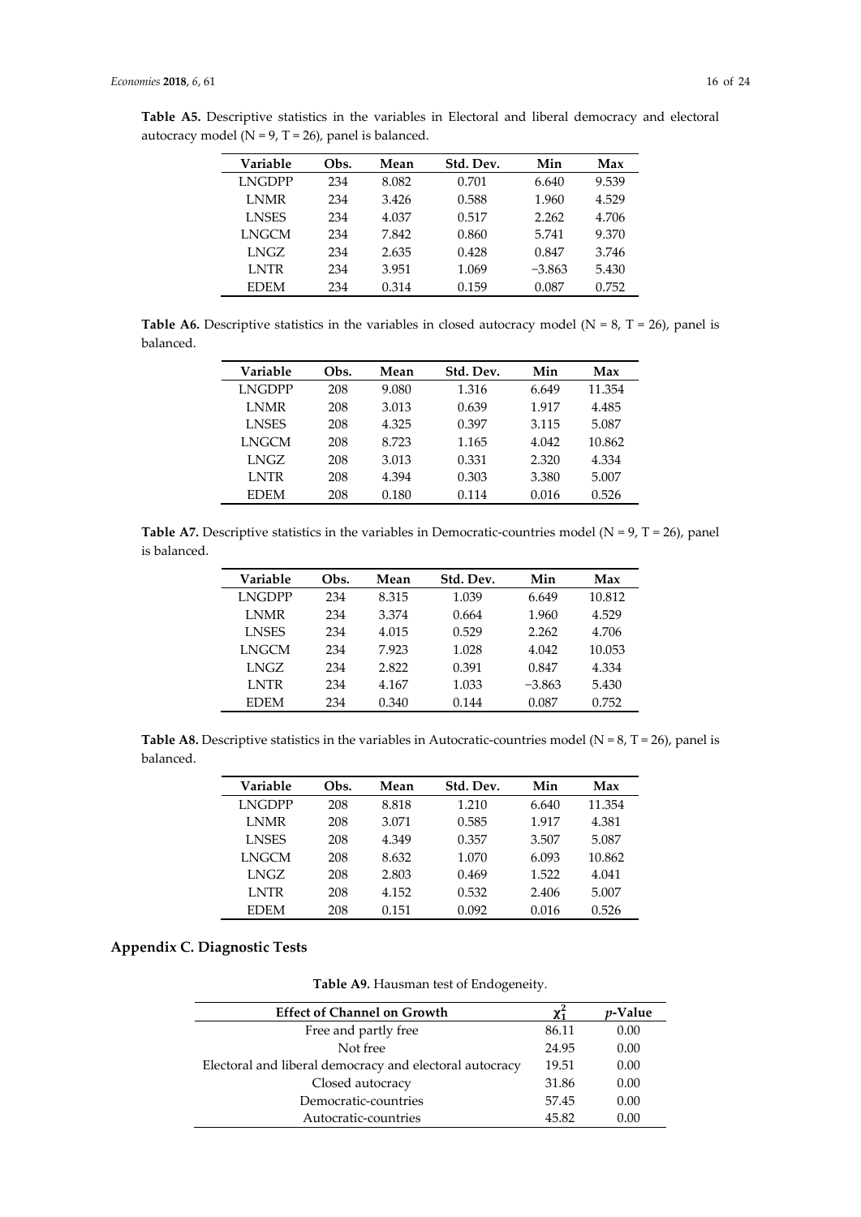**Table A5.** Descriptive statistics in the variables in Electoral and liberal democracy and electoral autocracy model (N = 9, T = 26), panel is balanced.

| Variable | Obs. | Mean | Std. Dev. | Min | Max |
|---|---|---|---|---|---|
| LNGDPP | 234 | 8.082 | 0.701 | 6.640 | 9.539 |
| LNMR | 234 | 3.426 | 0.588 | 1.960 | 4.529 |
| LNSES | 234 | 4.037 | 0.517 | 2.262 | 4.706 |
| LNGCM | 234 | 7.842 | 0.860 | 5.741 | 9.370 |
| LNGZ | 234 | 2.635 | 0.428 | 0.847 | 3.746 |
| LNTR | 234 | 3.951 | 1.069 | −3.863 | 5.430 |
| EDEM | 234 | 0.314 | 0.159 | 0.087 | 0.752 |

**Table A6.** Descriptive statistics in the variables in closed autocracy model (N = 8, T = 26), panel is balanced.

| Variable | Obs. | Mean | Std. Dev. | Min | Max |
|---|---|---|---|---|---|
| LNGDPP | 208 | 9.080 | 1.316 | 6.649 | 11.354 |
| LNMR | 208 | 3.013 | 0.639 | 1.917 | 4.485 |
| LNSES | 208 | 4.325 | 0.397 | 3.115 | 5.087 |
| LNGCM | 208 | 8.723 | 1.165 | 4.042 | 10.862 |
| LNGZ | 208 | 3.013 | 0.331 | 2.320 | 4.334 |
| LNTR | 208 | 4.394 | 0.303 | 3.380 | 5.007 |
| EDEM | 208 | 0.180 | 0.114 | 0.016 | 0.526 |

**Table A7.** Descriptive statistics in the variables in Democratic-countries model (N = 9, T = 26), panel is balanced.

| Variable | Obs. | Mean | Std. Dev. | Min | Max |
|---|---|---|---|---|---|
| LNGDPP | 234 | 8.315 | 1.039 | 6.649 | 10.812 |
| LNMR | 234 | 3.374 | 0.664 | 1.960 | 4.529 |
| LNSES | 234 | 4.015 | 0.529 | 2.262 | 4.706 |
| LNGCM | 234 | 7.923 | 1.028 | 4.042 | 10.053 |
| LNGZ | 234 | 2.822 | 0.391 | 0.847 | 4.334 |
| LNTR | 234 | 4.167 | 1.033 | −3.863 | 5.430 |
| EDEM | 234 | 0.340 | 0.144 | 0.087 | 0.752 |

**Table A8.** Descriptive statistics in the variables in Autocratic-countries model (N = 8, T = 26), panel is balanced.

| Variable | Obs. | Mean | Std. Dev. | Min | Max |
|---|---|---|---|---|---|
| LNGDPP | 208 | 8.818 | 1.210 | 6.640 | 11.354 |
| LNMR | 208 | 3.071 | 0.585 | 1.917 | 4.381 |
| LNSES | 208 | 4.349 | 0.357 | 3.507 | 5.087 |
| LNGCM | 208 | 8.632 | 1.070 | 6.093 | 10.862 |
| LNGZ | 208 | 2.803 | 0.469 | 1.522 | 4.041 |
| LNTR | 208 | 4.152 | 0.532 | 2.406 | 5.007 |
| EDEM | 208 | 0.151 | 0.092 | 0.016 | 0.526 |

## Appendix C. Diagnostic Tests

**Table A9.** Hausman test of Endogeneity.

| Effect of Channel on Growth | $\chi_1^2$ | *p*-Value |
|---|---|---|
| Free and partly free | 86.11 | 0.00 |
| Not free | 24.95 | 0.00 |
| Electoral and liberal democracy and electoral autocracy | 19.51 | 0.00 |
| Closed autocracy | 31.86 | 0.00 |
| Democratic-countries | 57.45 | 0.00 |
| Autocratic-countries | 45.82 | 0.00 |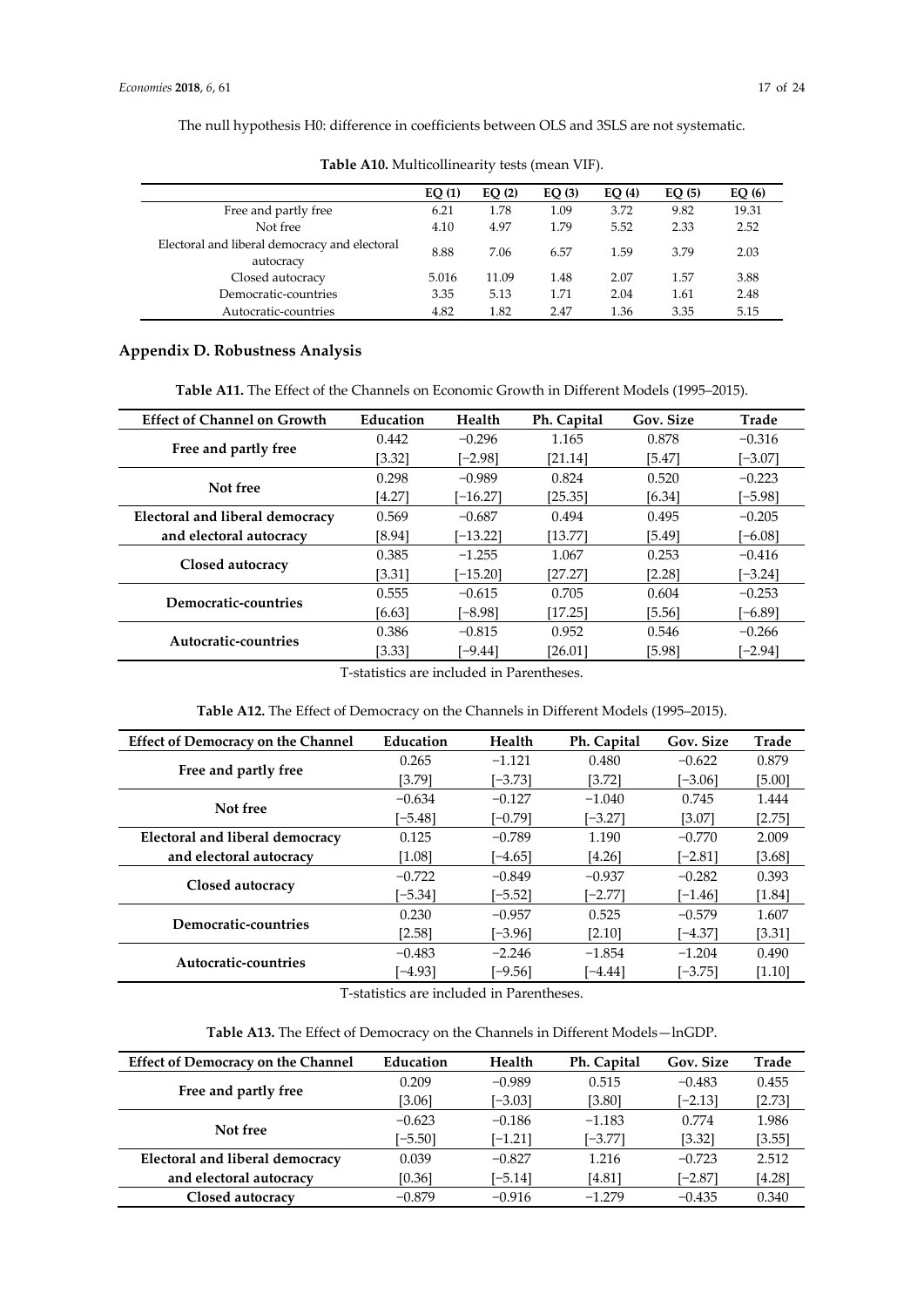The null hypothesis H0: difference in coefficients between OLS and 3SLS are not systematic.

**Table A10.** Multicollinearity tests (mean VIF).

| | EQ (1) | EQ (2) | EQ (3) | EQ (4) | EQ (5) | EQ (6) |
|---|---|---|---|---|---|---|
| Free and partly free | 6.21 | 1.78 | 1.09 | 3.72 | 9.82 | 19.31 |
| Not free | 4.10 | 4.97 | 1.79 | 5.52 | 2.33 | 2.52 |
| Electoral and liberal democracy and electoral autocracy | 8.88 | 7.06 | 6.57 | 1.59 | 3.79 | 2.03 |
| Closed autocracy | 5.016 | 11.09 | 1.48 | 2.07 | 1.57 | 3.88 |
| Democratic-countries | 3.35 | 5.13 | 1.71 | 2.04 | 1.61 | 2.48 |
| Autocratic-countries | 4.82 | 1.82 | 2.47 | 1.36 | 3.35 | 5.15 |

## Appendix D. Robustness Analysis

**Table A11.** The Effect of the Channels on Economic Growth in Different Models (1995–2015).

| Effect of Channel on Growth | Education | Health | Ph. Capital | Gov. Size | Trade |
|---|---|---|---|---|---|
| **Free and partly free** | 0.442 | −0.296 | 1.165 | 0.878 | −0.316 |
| | [3.32] | [−2.98] | [21.14] | [5.47] | [−3.07] |
| **Not free** | 0.298 | −0.989 | 0.824 | 0.520 | −0.223 |
| | [4.27] | [−16.27] | [25.35] | [6.34] | [−5.98] |
| **Electoral and liberal democracy** | 0.569 | −0.687 | 0.494 | 0.495 | −0.205 |
| **and electoral autocracy** | [8.94] | [−13.22] | [13.77] | [5.49] | [−6.08] |
| **Closed autocracy** | 0.385 | −1.255 | 1.067 | 0.253 | −0.416 |
| | [3.31] | [−15.20] | [27.27] | [2.28] | [−3.24] |
| **Democratic-countries** | 0.555 | −0.615 | 0.705 | 0.604 | −0.253 |
| | [6.63] | [−8.98] | [17.25] | [5.56] | [−6.89] |
| **Autocratic-countries** | 0.386 | −0.815 | 0.952 | 0.546 | −0.266 |
| | [3.33] | [−9.44] | [26.01] | [5.98] | [−2.94] |

T-statistics are included in Parentheses.

**Table A12.** The Effect of Democracy on the Channels in Different Models (1995–2015).

| Effect of Democracy on the Channel | Education | Health | Ph. Capital | Gov. Size | Trade |
|---|---|---|---|---|---|
| **Free and partly free** | 0.265 | −1.121 | 0.480 | −0.622 | 0.879 |
| | [3.79] | [−3.73] | [3.72] | [−3.06] | [5.00] |
| **Not free** | −0.634 | −0.127 | −1.040 | 0.745 | 1.444 |
| | [−5.48] | [−0.79] | [−3.27] | [3.07] | [2.75] |
| **Electoral and liberal democracy** | 0.125 | −0.789 | 1.190 | −0.770 | 2.009 |
| **and electoral autocracy** | [1.08] | [−4.65] | [4.26] | [−2.81] | [3.68] |
| **Closed autocracy** | −0.722 | −0.849 | −0.937 | −0.282 | 0.393 |
| | [−5.34] | [−5.52] | [−2.77] | [−1.46] | [1.84] |
| **Democratic-countries** | 0.230 | −0.957 | 0.525 | −0.579 | 1.607 |
| | [2.58] | [−3.96] | [2.10] | [−4.37] | [3.31] |
| **Autocratic-countries** | −0.483 | −2.246 | −1.854 | −1.204 | 0.490 |
| | [−4.93] | [−9.56] | [−4.44] | [−3.75] | [1.10] |

T-statistics are included in Parentheses.

**Table A13.** The Effect of Democracy on the Channels in Different Models—lnGDP.

| Effect of Democracy on the Channel | Education | Health | Ph. Capital | Gov. Size | Trade |
|---|---|---|---|---|---|
| **Free and partly free** | 0.209 | −0.989 | 0.515 | −0.483 | 0.455 |
| | [3.06] | [−3.03] | [3.80] | [−2.13] | [2.73] |
| **Not free** | −0.623 | −0.186 | −1.183 | 0.774 | 1.986 |
| | [−5.50] | [−1.21] | [−3.77] | [3.32] | [3.55] |
| **Electoral and liberal democracy** | 0.039 | −0.827 | 1.216 | −0.723 | 2.512 |
| **and electoral autocracy** | [0.36] | [−5.14] | [4.81] | [−2.87] | [4.28] |
| **Closed autocracy** | −0.879 | −0.916 | −1.279 | −0.435 | 0.340 |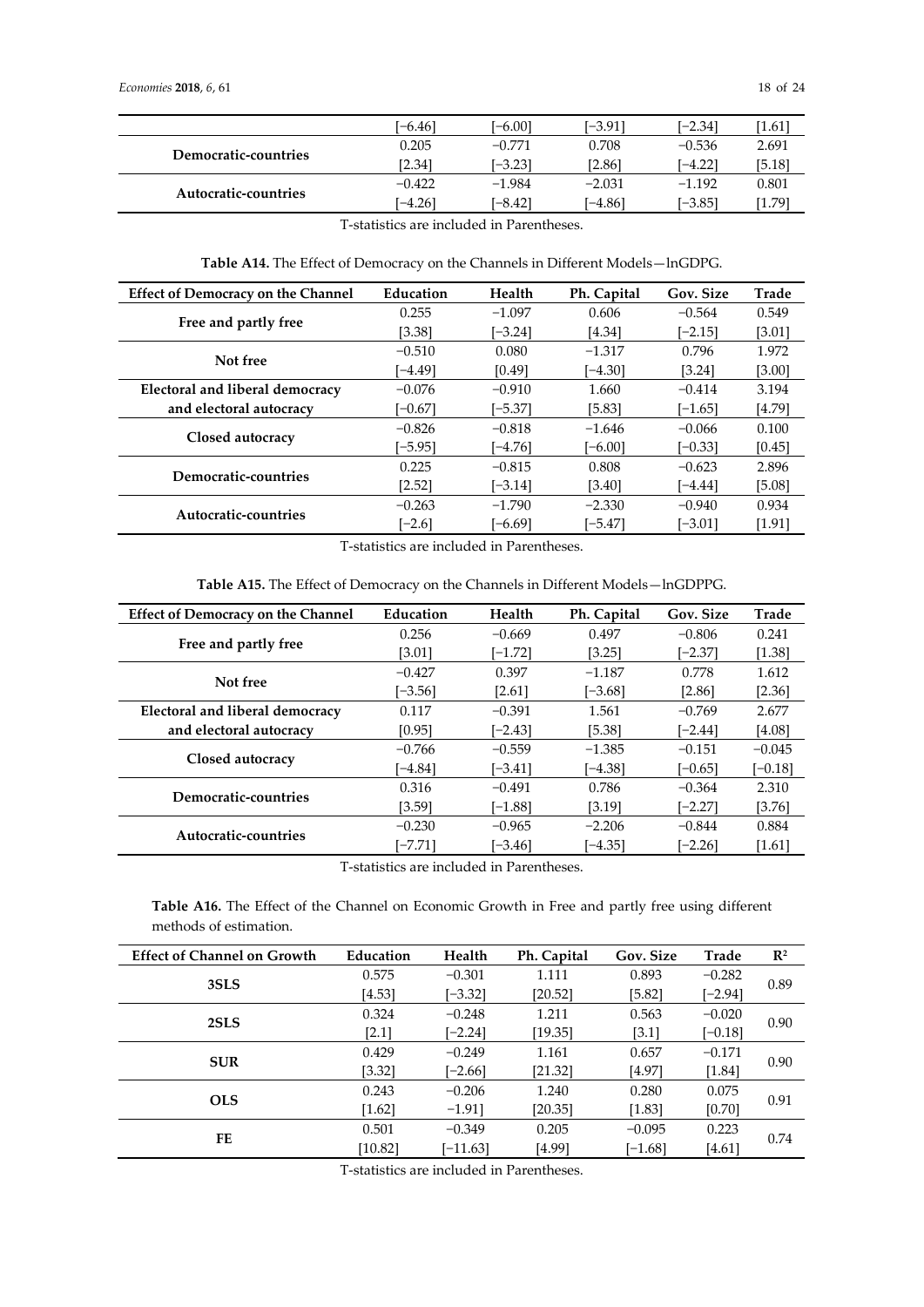| | | | | | |
|---|---|---|---|---|---|
| | [−6.46] | [−6.00] | [−3.91] | [−2.34] | [1.61] |
| **Democratic-countries** | 0.205 | −0.771 | 0.708 | −0.536 | 2.691 |
| | [2.34] | [−3.23] | [2.86] | [−4.22] | [5.18] |
| **Autocratic-countries** | −0.422 | −1.984 | −2.031 | −1.192 | 0.801 |
| | [−4.26] | [−8.42] | [−4.86] | [−3.85] | [1.79] |

T-statistics are included in Parentheses.

**Table A14.** The Effect of Democracy on the Channels in Different Models—lnGDPG.

| Effect of Democracy on the Channel | Education | Health | Ph. Capital | Gov. Size | Trade |
|---|---|---|---|---|---|
| **Free and partly free** | 0.255 | −1.097 | 0.606 | −0.564 | 0.549 |
| | [3.38] | [−3.24] | [4.34] | [−2.15] | [3.01] |
| **Not free** | −0.510 | 0.080 | −1.317 | 0.796 | 1.972 |
| | [−4.49] | [0.49] | [−4.30] | [3.24] | [3.00] |
| **Electoral and liberal democracy and electoral autocracy** | −0.076 | −0.910 | 1.660 | −0.414 | 3.194 |
| | [−0.67] | [−5.37] | [5.83] | [−1.65] | [4.79] |
| **Closed autocracy** | −0.826 | −0.818 | −1.646 | −0.066 | 0.100 |
| | [−5.95] | [−4.76] | [−6.00] | [−0.33] | [0.45] |
| **Democratic-countries** | 0.225 | −0.815 | 0.808 | −0.623 | 2.896 |
| | [2.52] | [−3.14] | [3.40] | [−4.44] | [5.08] |
| **Autocratic-countries** | −0.263 | −1.790 | −2.330 | −0.940 | 0.934 |
| | [−2.6] | [−6.69] | [−5.47] | [−3.01] | [1.91] |

T-statistics are included in Parentheses.

**Table A15.** The Effect of Democracy on the Channels in Different Models—lnGDPPG.

| Effect of Democracy on the Channel | Education | Health | Ph. Capital | Gov. Size | Trade |
|---|---|---|---|---|---|
| **Free and partly free** | 0.256 | −0.669 | 0.497 | −0.806 | 0.241 |
| | [3.01] | [−1.72] | [3.25] | [−2.37] | [1.38] |
| **Not free** | −0.427 | 0.397 | −1.187 | 0.778 | 1.612 |
| | [−3.56] | [2.61] | [−3.68] | [2.86] | [2.36] |
| **Electoral and liberal democracy and electoral autocracy** | 0.117 | −0.391 | 1.561 | −0.769 | 2.677 |
| | [0.95] | [−2.43] | [5.38] | [−2.44] | [4.08] |
| **Closed autocracy** | −0.766 | −0.559 | −1.385 | −0.151 | −0.045 |
| | [−4.84] | [−3.41] | [−4.38] | [−0.65] | [−0.18] |
| **Democratic-countries** | 0.316 | −0.491 | 0.786 | −0.364 | 2.310 |
| | [3.59] | [−1.88] | [3.19] | [−2.27] | [3.76] |
| **Autocratic-countries** | −0.230 | −0.965 | −2.206 | −0.844 | 0.884 |
| | [−7.71] | [−3.46] | [−4.35] | [−2.26] | [1.61] |

T-statistics are included in Parentheses.

**Table A16.** The Effect of the Channel on Economic Growth in Free and partly free using different methods of estimation.

| Effect of Channel on Growth | Education | Health | Ph. Capital | Gov. Size | Trade | $R^2$ |
|---|---|---|---|---|---|---|
| **3SLS** | 0.575 | −0.301 | 1.111 | 0.893 | −0.282 | 0.89 |
| | [4.53] | [−3.32] | [20.52] | [5.82] | [−2.94] | |
| **2SLS** | 0.324 | −0.248 | 1.211 | 0.563 | −0.020 | 0.90 |
| | [2.1] | [−2.24] | [19.35] | [3.1] | [−0.18] | |
| **SUR** | 0.429 | −0.249 | 1.161 | 0.657 | −0.171 | 0.90 |
| | [3.32] | [−2.66] | [21.32] | [4.97] | [1.84] | |
| **OLS** | 0.243 | −0.206 | 1.240 | 0.280 | 0.075 | 0.91 |
| | [1.62] | −1.91] | [20.35] | [1.83] | [0.70] | |
| **FE** | 0.501 | −0.349 | 0.205 | −0.095 | 0.223 | 0.74 |
| | [10.82] | [−11.63] | [4.99] | [−1.68] | [4.61] | |

T-statistics are included in Parentheses.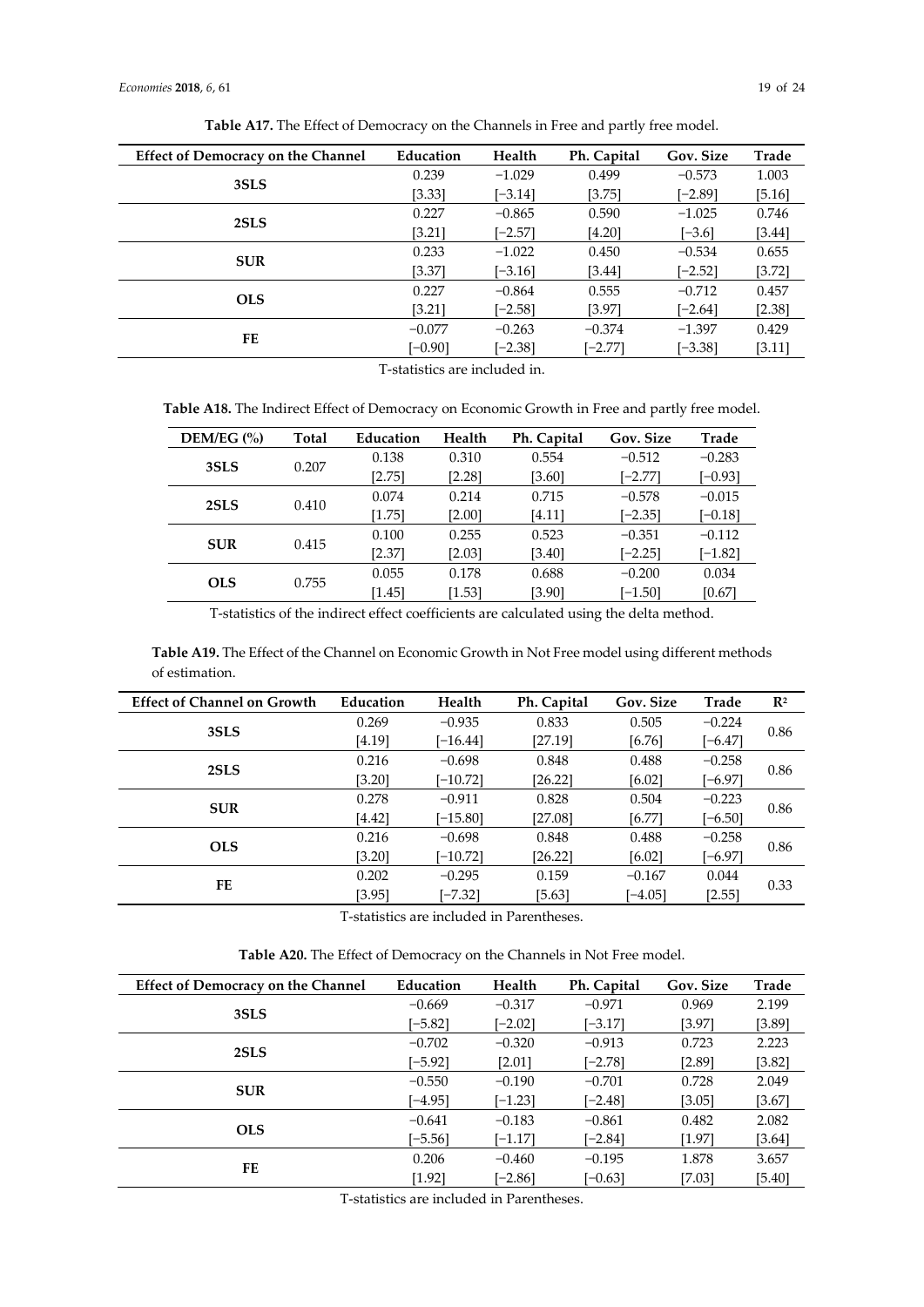**Table A17.** The Effect of Democracy on the Channels in Free and partly free model.

| Effect of Democracy on the Channel | Education | Health | Ph. Capital | Gov. Size | Trade |
|---|---|---|---|---|---|
| **3SLS** | 0.239 | −1.029 | 0.499 | −0.573 | 1.003 |
| | [3.33] | [−3.14] | [3.75] | [−2.89] | [5.16] |
| **2SLS** | 0.227 | −0.865 | 0.590 | −1.025 | 0.746 |
| | [3.21] | [−2.57] | [4.20] | [−3.6] | [3.44] |
| **SUR** | 0.233 | −1.022 | 0.450 | −0.534 | 0.655 |
| | [3.37] | [−3.16] | [3.44] | [−2.52] | [3.72] |
| **OLS** | 0.227 | −0.864 | 0.555 | −0.712 | 0.457 |
| | [3.21] | [−2.58] | [3.97] | [−2.64] | [2.38] |
| **FE** | −0.077 | −0.263 | −0.374 | −1.397 | 0.429 |
| | [−0.90] | [−2.38] | [−2.77] | [−3.38] | [3.11] |

T-statistics are included in.

**Table A18.** The Indirect Effect of Democracy on Economic Growth in Free and partly free model.

| DEM/EG (%) | Total | Education | Health | Ph. Capital | Gov. Size | Trade |
|---|---|---|---|---|---|---|
| **3SLS** | 0.207 | 0.138 | 0.310 | 0.554 | −0.512 | −0.283 |
| | | [2.75] | [2.28] | [3.60] | [−2.77] | [−0.93] |
| **2SLS** | 0.410 | 0.074 | 0.214 | 0.715 | −0.578 | −0.015 |
| | | [1.75] | [2.00] | [4.11] | [−2.35] | [−0.18] |
| **SUR** | 0.415 | 0.100 | 0.255 | 0.523 | −0.351 | −0.112 |
| | | [2.37] | [2.03] | [3.40] | [−2.25] | [−1.82] |
| **OLS** | 0.755 | 0.055 | 0.178 | 0.688 | −0.200 | 0.034 |
| | | [1.45] | [1.53] | [3.90] | [−1.50] | [0.67] |

T-statistics of the indirect effect coefficients are calculated using the delta method.

**Table A19.** The Effect of the Channel on Economic Growth in Not Free model using different methods of estimation.

| Effect of Channel on Growth | Education | Health | Ph. Capital | Gov. Size | Trade | $R^2$ |
|---|---|---|---|---|---|---|
| **3SLS** | 0.269 | −0.935 | 0.833 | 0.505 | −0.224 | 0.86 |
| | [4.19] | [−16.44] | [27.19] | [6.76] | [−6.47] | |
| **2SLS** | 0.216 | −0.698 | 0.848 | 0.488 | −0.258 | 0.86 |
| | [3.20] | [−10.72] | [26.22] | [6.02] | [−6.97] | |
| **SUR** | 0.278 | −0.911 | 0.828 | 0.504 | −0.223 | 0.86 |
| | [4.42] | [−15.80] | [27.08] | [6.77] | [−6.50] | |
| **OLS** | 0.216 | −0.698 | 0.848 | 0.488 | −0.258 | 0.86 |
| | [3.20] | [−10.72] | [26.22] | [6.02] | [−6.97] | |
| **FE** | 0.202 | −0.295 | 0.159 | −0.167 | 0.044 | 0.33 |
| | [3.95] | [−7.32] | [5.63] | [−4.05] | [2.55] | |

T-statistics are included in Parentheses.

**Table A20.** The Effect of Democracy on the Channels in Not Free model.

| Effect of Democracy on the Channel | Education | Health | Ph. Capital | Gov. Size | Trade |
|---|---|---|---|---|---|
| **3SLS** | −0.669 | −0.317 | −0.971 | 0.969 | 2.199 |
| | [−5.82] | [−2.02] | [−3.17] | [3.97] | [3.89] |
| **2SLS** | −0.702 | −0.320 | −0.913 | 0.723 | 2.223 |
| | [−5.92] | [2.01] | [−2.78] | [2.89] | [3.82] |
| **SUR** | −0.550 | −0.190 | −0.701 | 0.728 | 2.049 |
| | [−4.95] | [−1.23] | [−2.48] | [3.05] | [3.67] |
| **OLS** | −0.641 | −0.183 | −0.861 | 0.482 | 2.082 |
| | [−5.56] | [−1.17] | [−2.84] | [1.97] | [3.64] |
| **FE** | 0.206 | −0.460 | −0.195 | 1.878 | 3.657 |
| | [1.92] | [−2.86] | [−0.63] | [7.03] | [5.40] |

T-statistics are included in Parentheses.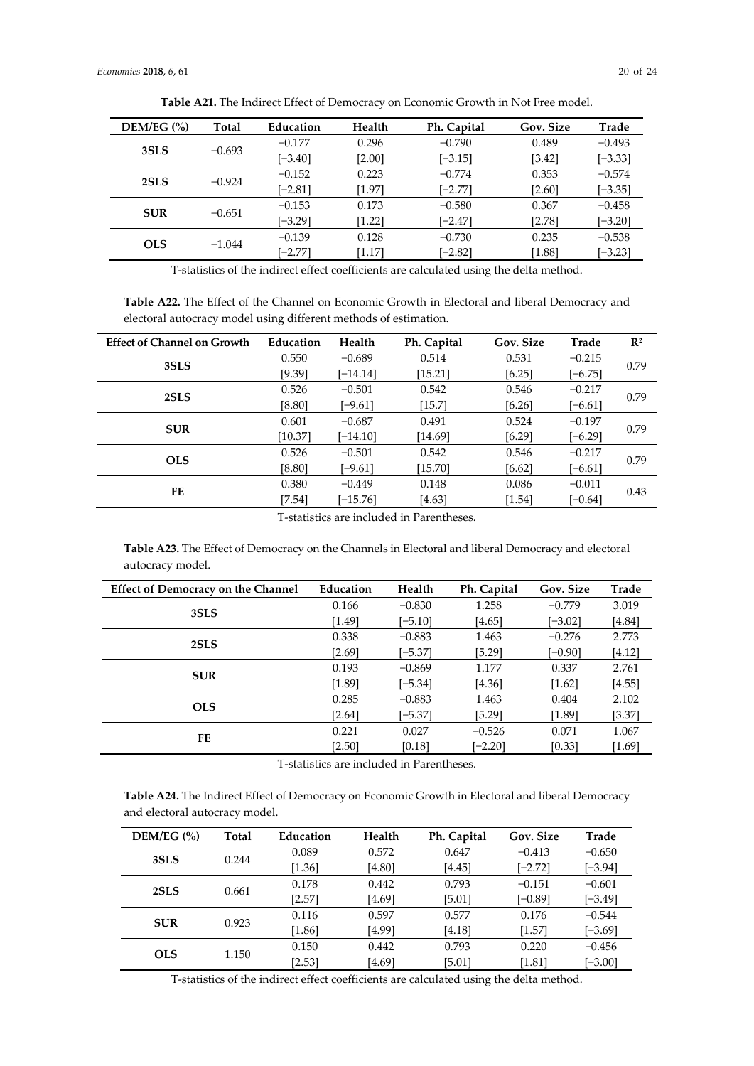**Table A21.** The Indirect Effect of Democracy on Economic Growth in Not Free model.

| DEM/EG (%) | Total | Education | Health | Ph. Capital | Gov. Size | Trade |
|---|---|---|---|---|---|---|
| 3SLS | −0.693 | −0.177 | 0.296 | −0.790 | 0.489 | −0.493 |
| | | [−3.40] | [2.00] | [−3.15] | [3.42] | [−3.33] |
| 2SLS | −0.924 | −0.152 | 0.223 | −0.774 | 0.353 | −0.574 |
| | | [−2.81] | [1.97] | [−2.77] | [2.60] | [−3.35] |
| SUR | −0.651 | −0.153 | 0.173 | −0.580 | 0.367 | −0.458 |
| | | [−3.29] | [1.22] | [−2.47] | [2.78] | [−3.20] |
| OLS | −1.044 | −0.139 | 0.128 | −0.730 | 0.235 | −0.538 |
| | | [−2.77] | [1.17] | [−2.82] | [1.88] | [−3.23] |

T-statistics of the indirect effect coefficients are calculated using the delta method.

**Table A22.** The Effect of the Channel on Economic Growth in Electoral and liberal Democracy and electoral autocracy model using different methods of estimation.

| Effect of Channel on Growth | Education | Health | Ph. Capital | Gov. Size | Trade | $R^2$ |
|---|---|---|---|---|---|---|
| 3SLS | 0.550 | −0.689 | 0.514 | 0.531 | −0.215 | 0.79 |
| | [9.39] | [−14.14] | [15.21] | [6.25] | [−6.75] | |
| 2SLS | 0.526 | −0.501 | 0.542 | 0.546 | −0.217 | 0.79 |
| | [8.80] | [−9.61] | [15.7] | [6.26] | [−6.61] | |
| SUR | 0.601 | −0.687 | 0.491 | 0.524 | −0.197 | 0.79 |
| | [10.37] | [−14.10] | [14.69] | [6.29] | [−6.29] | |
| OLS | 0.526 | −0.501 | 0.542 | 0.546 | −0.217 | 0.79 |
| | [8.80] | [−9.61] | [15.70] | [6.62] | [−6.61] | |
| FE | 0.380 | −0.449 | 0.148 | 0.086 | −0.011 | 0.43 |
| | [7.54] | [−15.76] | [4.63] | [1.54] | [−0.64] | |

T-statistics are included in Parentheses.

**Table A23.** The Effect of Democracy on the Channels in Electoral and liberal Democracy and electoral autocracy model.

| Effect of Democracy on the Channel | Education | Health | Ph. Capital | Gov. Size | Trade |
|---|---|---|---|---|---|
| 3SLS | 0.166 | −0.830 | 1.258 | −0.779 | 3.019 |
| | [1.49] | [−5.10] | [4.65] | [−3.02] | [4.84] |
| 2SLS | 0.338 | −0.883 | 1.463 | −0.276 | 2.773 |
| | [2.69] | [−5.37] | [5.29] | [−0.90] | [4.12] |
| SUR | 0.193 | −0.869 | 1.177 | 0.337 | 2.761 |
| | [1.89] | [−5.34] | [4.36] | [1.62] | [4.55] |
| OLS | 0.285 | −0.883 | 1.463 | 0.404 | 2.102 |
| | [2.64] | [−5.37] | [5.29] | [1.89] | [3.37] |
| FE | 0.221 | 0.027 | −0.526 | 0.071 | 1.067 |
| | [2.50] | [0.18] | [−2.20] | [0.33] | [1.69] |

T-statistics are included in Parentheses.

**Table A24.** The Indirect Effect of Democracy on Economic Growth in Electoral and liberal Democracy and electoral autocracy model.

| DEM/EG (%) | Total | Education | Health | Ph. Capital | Gov. Size | Trade |
|---|---|---|---|---|---|---|
| 3SLS | 0.244 | 0.089 | 0.572 | 0.647 | −0.413 | −0.650 |
| | | [1.36] | [4.80] | [4.45] | [−2.72] | [−3.94] |
| 2SLS | 0.661 | 0.178 | 0.442 | 0.793 | −0.151 | −0.601 |
| | | [2.57] | [4.69] | [5.01] | [−0.89] | [−3.49] |
| SUR | 0.923 | 0.116 | 0.597 | 0.577 | 0.176 | −0.544 |
| | | [1.86] | [4.99] | [4.18] | [1.57] | [−3.69] |
| OLS | 1.150 | 0.150 | 0.442 | 0.793 | 0.220 | −0.456 |
| | | [2.53] | [4.69] | [5.01] | [1.81] | [−3.00] |

T-statistics of the indirect effect coefficients are calculated using the delta method.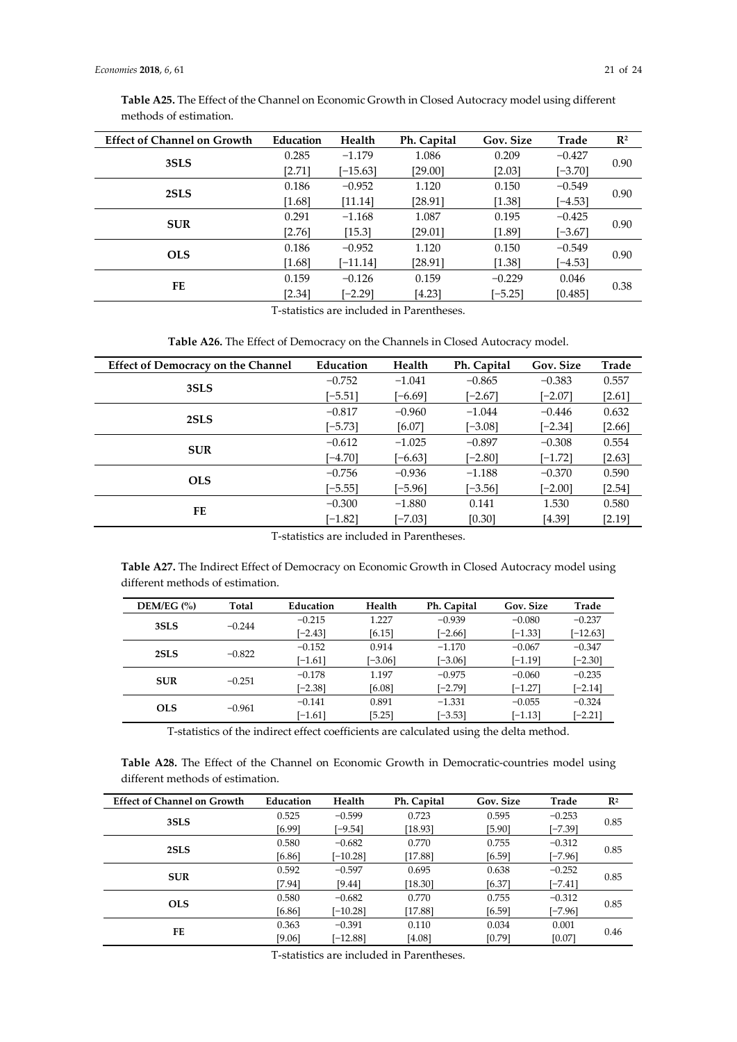**Table A25.** The Effect of the Channel on Economic Growth in Closed Autocracy model using different methods of estimation.

| Effect of Channel on Growth | Education | Health | Ph. Capital | Gov. Size | Trade | $R^2$ |
|---|---|---|---|---|---|---|
| 3SLS | 0.285 | −1.179 | 1.086 | 0.209 | −0.427 | 0.90 |
| | [2.71] | [−15.63] | [29.00] | [2.03] | [−3.70] | |
| 2SLS | 0.186 | −0.952 | 1.120 | 0.150 | −0.549 | 0.90 |
| | [1.68] | [11.14] | [28.91] | [1.38] | [−4.53] | |
| SUR | 0.291 | −1.168 | 1.087 | 0.195 | −0.425 | 0.90 |
| | [2.76] | [15.3] | [29.01] | [1.89] | [−3.67] | |
| OLS | 0.186 | −0.952 | 1.120 | 0.150 | −0.549 | 0.90 |
| | [1.68] | [−11.14] | [28.91] | [1.38] | [−4.53] | |
| FE | 0.159 | −0.126 | 0.159 | −0.229 | 0.046 | 0.38 |
| | [2.34] | [−2.29] | [4.23] | [−5.25] | [0.485] | |

T-statistics are included in Parentheses.

**Table A26.** The Effect of Democracy on the Channels in Closed Autocracy model.

| Effect of Democracy on the Channel | Education | Health | Ph. Capital | Gov. Size | Trade |
|---|---|---|---|---|---|
| 3SLS | −0.752 | −1.041 | −0.865 | −0.383 | 0.557 |
| | [−5.51] | [−6.69] | [−2.67] | [−2.07] | [2.61] |
| 2SLS | −0.817 | −0.960 | −1.044 | −0.446 | 0.632 |
| | [−5.73] | [6.07] | [−3.08] | [−2.34] | [2.66] |
| SUR | −0.612 | −1.025 | −0.897 | −0.308 | 0.554 |
| | [−4.70] | [−6.63] | [−2.80] | [−1.72] | [2.63] |
| OLS | −0.756 | −0.936 | −1.188 | −0.370 | 0.590 |
| | [−5.55] | [−5.96] | [−3.56] | [−2.00] | [2.54] |
| FE | −0.300 | −1.880 | 0.141 | 1.530 | 0.580 |
| | [−1.82] | [−7.03] | [0.30] | [4.39] | [2.19] |

T-statistics are included in Parentheses.

**Table A27.** The Indirect Effect of Democracy on Economic Growth in Closed Autocracy model using different methods of estimation.

| DEM/EG (%) | Total | Education | Health | Ph. Capital | Gov. Size | Trade |
|---|---|---|---|---|---|---|
| 3SLS | −0.244 | −0.215 | 1.227 | −0.939 | −0.080 | −0.237 |
| | | [−2.43] | [6.15] | [−2.66] | [−1.33] | [−12.63] |
| 2SLS | −0.822 | −0.152 | 0.914 | −1.170 | −0.067 | −0.347 |
| | | [−1.61] | [−3.06] | [−3.06] | [−1.19] | [−2.30] |
| SUR | −0.251 | −0.178 | 1.197 | −0.975 | −0.060 | −0.235 |
| | | [−2.38] | [6.08] | [−2.79] | [−1.27] | [−2.14] |
| OLS | −0.961 | −0.141 | 0.891 | −1.331 | −0.055 | −0.324 |
| | | [−1.61] | [5.25] | [−3.53] | [−1.13] | [−2.21] |

T-statistics of the indirect effect coefficients are calculated using the delta method.

**Table A28.** The Effect of the Channel on Economic Growth in Democratic-countries model using different methods of estimation.

| Effect of Channel on Growth | Education | Health | Ph. Capital | Gov. Size | Trade | $R^2$ |
|---|---|---|---|---|---|---|
| 3SLS | 0.525 | −0.599 | 0.723 | 0.595 | −0.253 | 0.85 |
| | [6.99] | [−9.54] | [18.93] | [5.90] | [−7.39] | |
| 2SLS | 0.580 | −0.682 | 0.770 | 0.755 | −0.312 | 0.85 |
| | [6.86] | [−10.28] | [17.88] | [6.59] | [−7.96] | |
| SUR | 0.592 | −0.597 | 0.695 | 0.638 | −0.252 | 0.85 |
| | [7.94] | [9.44] | [18.30] | [6.37] | [−7.41] | |
| OLS | 0.580 | −0.682 | 0.770 | 0.755 | −0.312 | 0.85 |
| | [6.86] | [−10.28] | [17.88] | [6.59] | [−7.96] | |
| FE | 0.363 | −0.391 | 0.110 | 0.034 | 0.001 | 0.46 |
| | [9.06] | [−12.88] | [4.08] | [0.79] | [0.07] | |

T-statistics are included in Parentheses.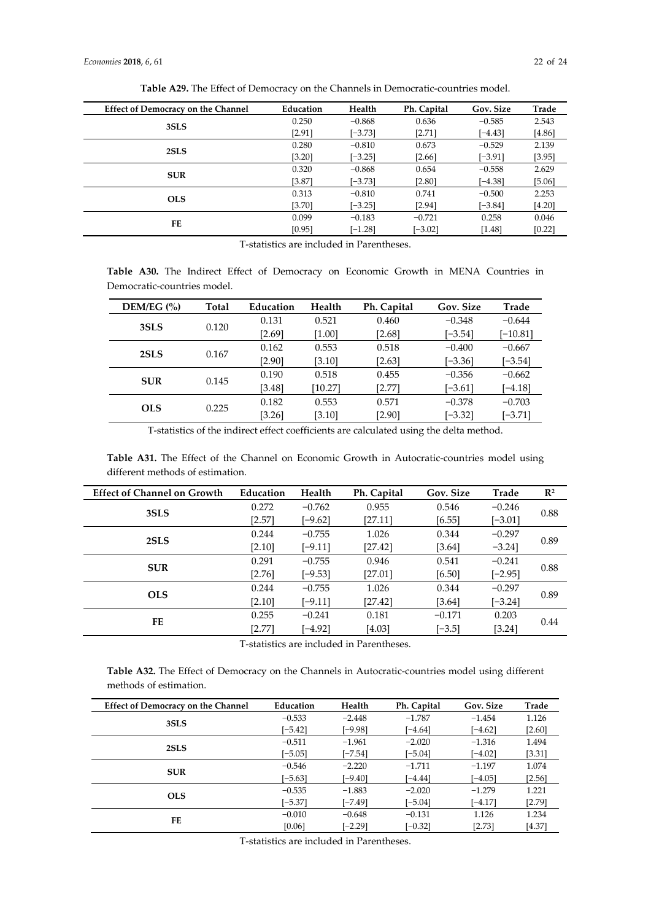**Table A29.** The Effect of Democracy on the Channels in Democratic-countries model.

| Effect of Democracy on the Channel | Education | Health | Ph. Capital | Gov. Size | Trade |
|---|---|---|---|---|---|
| 3SLS | 0.250 | −0.868 | 0.636 | −0.585 | 2.543 |
| | [2.91] | [−3.73] | [2.71] | [−4.43] | [4.86] |
| 2SLS | 0.280 | −0.810 | 0.673 | −0.529 | 2.139 |
| | [3.20] | [−3.25] | [2.66] | [−3.91] | [3.95] |
| SUR | 0.320 | −0.868 | 0.654 | −0.558 | 2.629 |
| | [3.87] | [−3.73] | [2.80] | [−4.38] | [5.06] |
| OLS | 0.313 | −0.810 | 0.741 | −0.500 | 2.253 |
| | [3.70] | [−3.25] | [2.94] | [−3.84] | [4.20] |
| FE | 0.099 | −0.183 | −0.721 | 0.258 | 0.046 |
| | [0.95] | [−1.28] | [−3.02] | [1.48] | [0.22] |

T-statistics are included in Parentheses.

**Table A30.** The Indirect Effect of Democracy on Economic Growth in MENA Countries in Democratic-countries model.

| DEM/EG (%) | Total | Education | Health | Ph. Capital | Gov. Size | Trade |
|---|---|---|---|---|---|---|
| 3SLS | 0.120 | 0.131 | 0.521 | 0.460 | −0.348 | −0.644 |
| | | [2.69] | [1.00] | [2.68] | [−3.54] | [−10.81] |
| 2SLS | 0.167 | 0.162 | 0.553 | 0.518 | −0.400 | −0.667 |
| | | [2.90] | [3.10] | [2.63] | [−3.36] | [−3.54] |
| SUR | 0.145 | 0.190 | 0.518 | 0.455 | −0.356 | −0.662 |
| | | [3.48] | [10.27] | [2.77] | [−3.61] | [−4.18] |
| OLS | 0.225 | 0.182 | 0.553 | 0.571 | −0.378 | −0.703 |
| | | [3.26] | [3.10] | [2.90] | [−3.32] | [−3.71] |

T-statistics of the indirect effect coefficients are calculated using the delta method.

**Table A31.** The Effect of the Channel on Economic Growth in Autocratic-countries model using different methods of estimation.

| Effect of Channel on Growth | Education | Health | Ph. Capital | Gov. Size | Trade | $R^2$ |
|---|---|---|---|---|---|---|
| 3SLS | 0.272 | −0.762 | 0.955 | 0.546 | −0.246 | 0.88 |
| | [2.57] | [−9.62] | [27.11] | [6.55] | [−3.01] | |
| 2SLS | 0.244 | −0.755 | 1.026 | 0.344 | −0.297 | 0.89 |
| | [2.10] | [−9.11] | [27.42] | [3.64] | −3.24] | |
| SUR | 0.291 | −0.755 | 0.946 | 0.541 | −0.241 | 0.88 |
| | [2.76] | [−9.53] | [27.01] | [6.50] | [−2.95] | |
| OLS | 0.244 | −0.755 | 1.026 | 0.344 | −0.297 | 0.89 |
| | [2.10] | [−9.11] | [27.42] | [3.64] | [−3.24] | |
| FE | 0.255 | −0.241 | 0.181 | −0.171 | 0.203 | 0.44 |
| | [2.77] | [−4.92] | [4.03] | [−3.5] | [3.24] | |

T-statistics are included in Parentheses.

**Table A32.** The Effect of Democracy on the Channels in Autocratic-countries model using different methods of estimation.

| Effect of Democracy on the Channel | Education | Health | Ph. Capital | Gov. Size | Trade |
|---|---|---|---|---|---|
| 3SLS | −0.533 | −2.448 | −1.787 | −1.454 | 1.126 |
| | [−5.42] | [−9.98] | [−4.64] | [−4.62] | [2.60] |
| 2SLS | −0.511 | −1.961 | −2.020 | −1.316 | 1.494 |
| | [−5.05] | [−7.54] | [−5.04] | [−4.02] | [3.31] |
| SUR | −0.546 | −2.220 | −1.711 | −1.197 | 1.074 |
| | [−5.63] | [−9.40] | [−4.44] | [−4.05] | [2.56] |
| OLS | −0.535 | −1.883 | −2.020 | −1.279 | 1.221 |
| | [−5.37] | [−7.49] | [−5.04] | [−4.17] | [2.79] |
| FE | −0.010 | −0.648 | −0.131 | 1.126 | 1.234 |
| | [0.06] | [−2.29] | [−0.32] | [2.73] | [4.37] |

T-statistics are included in Parentheses.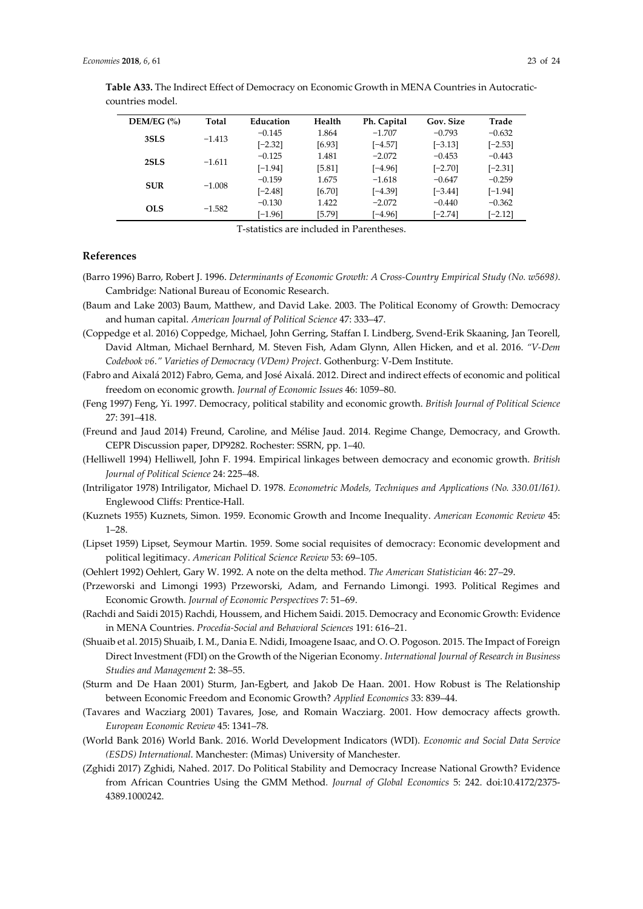**Table A33.** The Indirect Effect of Democracy on Economic Growth in MENA Countries in Autocratic-countries model.

| DEM/EG (%) | Total | Education | Health | Ph. Capital | Gov. Size | Trade |
|---|---|---|---|---|---|---|
| **3SLS** | −1.413 | −0.145 | 1.864 | −1.707 | −0.793 | −0.632 |
| | | [−2.32] | [6.93] | [−4.57] | [−3.13] | [−2.53] |
| **2SLS** | −1.611 | −0.125 | 1.481 | −2.072 | −0.453 | −0.443 |
| | | [−1.94] | [5.81] | [−4.96] | [−2.70] | [−2.31] |
| **SUR** | −1.008 | −0.159 | 1.675 | −1.618 | −0.647 | −0.259 |
| | | [−2.48] | [6.70] | [−4.39] | [−3.44] | [−1.94] |
| **OLS** | −1.582 | −0.130 | 1.422 | −2.072 | −0.440 | −0.362 |
| | | [−1.96] | [5.79] | [−4.96] | [−2.74] | [−2.12] |

T-statistics are included in Parentheses.

## References

(Barro 1996) Barro, Robert J. 1996. *Determinants of Economic Growth: A Cross-Country Empirical Study (No. w5698)*. Cambridge: National Bureau of Economic Research.

(Baum and Lake 2003) Baum, Matthew, and David Lake. 2003. The Political Economy of Growth: Democracy and human capital. *American Journal of Political Science* 47: 333–47.

(Coppedge et al. 2016) Coppedge, Michael, John Gerring, Staffan I. Lindberg, Svend-Erik Skaaning, Jan Teorell, David Altman, Michael Bernhard, M. Steven Fish, Adam Glynn, Allen Hicken, and et al. 2016. *"V-Dem Codebook v6." Varieties of Democracy (VDem) Project*. Gothenburg: V-Dem Institute.

(Fabro and Aixalá 2012) Fabro, Gema, and José Aixalá. 2012. Direct and indirect effects of economic and political freedom on economic growth. *Journal of Economic Issues* 46: 1059–80.

(Feng 1997) Feng, Yi. 1997. Democracy, political stability and economic growth. *British Journal of Political Science* 27: 391–418.

(Freund and Jaud 2014) Freund, Caroline, and Mélise Jaud. 2014. Regime Change, Democracy, and Growth. CEPR Discussion paper, DP9282. Rochester: SSRN, pp. 1–40.

(Helliwell 1994) Helliwell, John F. 1994. Empirical linkages between democracy and economic growth. *British Journal of Political Science* 24: 225–48.

(Intriligator 1978) Intriligator, Michael D. 1978. *Econometric Models, Techniques and Applications (No. 330.01/I61)*. Englewood Cliffs: Prentice-Hall.

(Kuznets 1955) Kuznets, Simon. 1959. Economic Growth and Income Inequality. *American Economic Review* 45: 1–28.

(Lipset 1959) Lipset, Seymour Martin. 1959. Some social requisites of democracy: Economic development and political legitimacy. *American Political Science Review* 53: 69–105.

(Oehlert 1992) Oehlert, Gary W. 1992. A note on the delta method. *The American Statistician* 46: 27–29.

(Przeworski and Limongi 1993) Przeworski, Adam, and Fernando Limongi. 1993. Political Regimes and Economic Growth. *Journal of Economic Perspectives* 7: 51–69.

(Rachdi and Saidi 2015) Rachdi, Houssem, and Hichem Saidi. 2015. Democracy and Economic Growth: Evidence in MENA Countries. *Procedia-Social and Behavioral Sciences* 191: 616–21.

(Shuaib et al. 2015) Shuaib, I. M., Dania E. Ndidi, Imoagene Isaac, and O. O. Pogoson. 2015. The Impact of Foreign Direct Investment (FDI) on the Growth of the Nigerian Economy. *International Journal of Research in Business Studies and Management* 2: 38–55.

(Sturm and De Haan 2001) Sturm, Jan-Egbert, and Jakob De Haan. 2001. How Robust is The Relationship between Economic Freedom and Economic Growth? *Applied Economics* 33: 839–44.

(Tavares and Wacziarg 2001) Tavares, Jose, and Romain Wacziarg. 2001. How democracy affects growth. *European Economic Review* 45: 1341–78.

(World Bank 2016) World Bank. 2016. World Development Indicators (WDI). *Economic and Social Data Service (ESDS) International*. Manchester: (Mimas) University of Manchester.

(Zghidi 2017) Zghidi, Nahed. 2017. Do Political Stability and Democracy Increase National Growth? Evidence from African Countries Using the GMM Method. *Journal of Global Economics* 5: 242. doi:10.4172/2375-4389.1000242.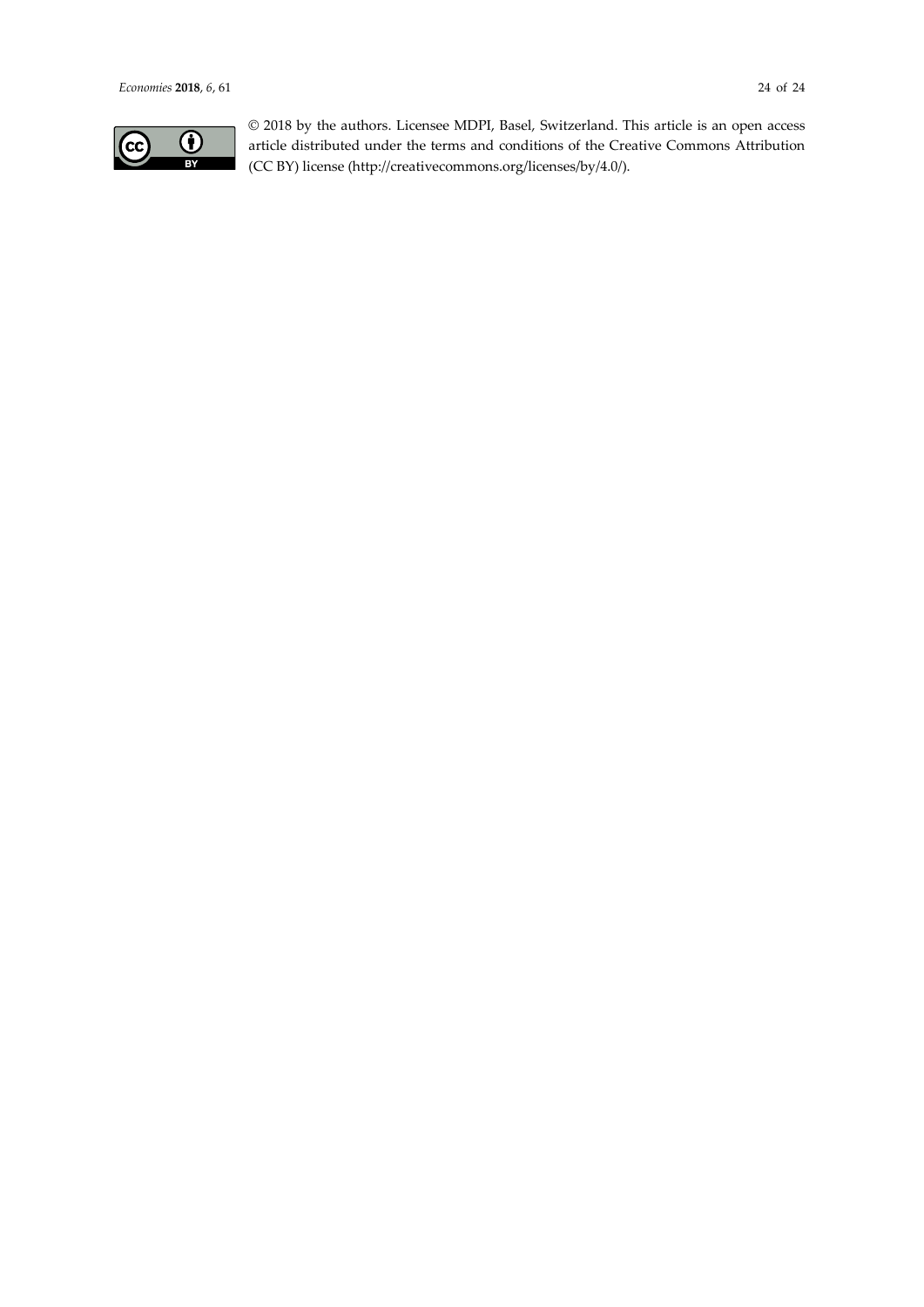© 2018 by the authors. Licensee MDPI, Basel, Switzerland. This article is an open access article distributed under the terms and conditions of the Creative Commons Attribution (CC BY) license (http://creativecommons.org/licenses/by/4.0/).